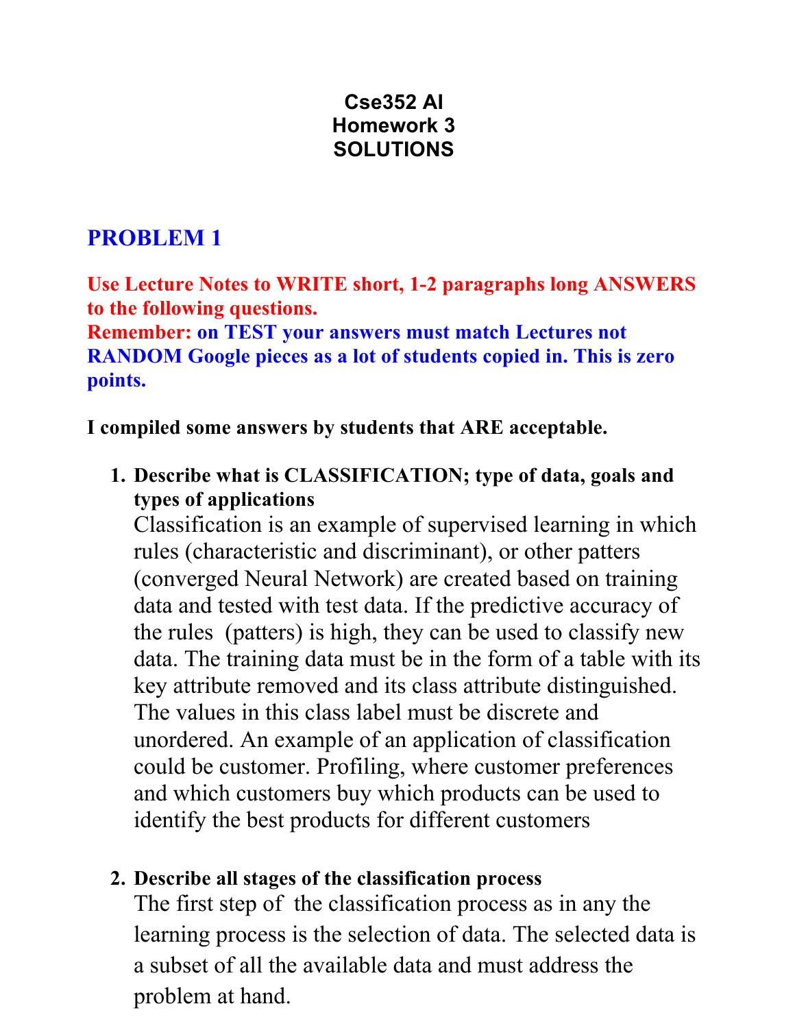# Cse352 AI
# Homework 3
# SOLUTIONS

## PROBLEM 1

**Use Lecture Notes to WRITE short, 1-2 paragraphs long ANSWERS to the following questions.**
**Remember: on TEST your answers must match Lectures not RANDOM Google pieces as a lot of students copied in. This is zero points.**

**I compiled some answers by students that ARE acceptable.**

1. **Describe what is CLASSIFICATION; type of data, goals and types of applications**
   Classification is an example of supervised learning in which rules (characteristic and discriminant), or other patters (converged Neural Network) are created based on training data and tested with test data. If the predictive accuracy of the rules (patters) is high, they can be used to classify new data. The training data must be in the form of a table with its key attribute removed and its class attribute distinguished. The values in this class label must be discrete and unordered. An example of an application of classification could be customer. Profiling, where customer preferences and which customers buy which products can be used to identify the best products for different customers

2. **Describe all stages of the classification process**
   The first step of the classification process as in any the learning process is the selection of data. The selected data is a subset of all the available data and must address the problem at hand.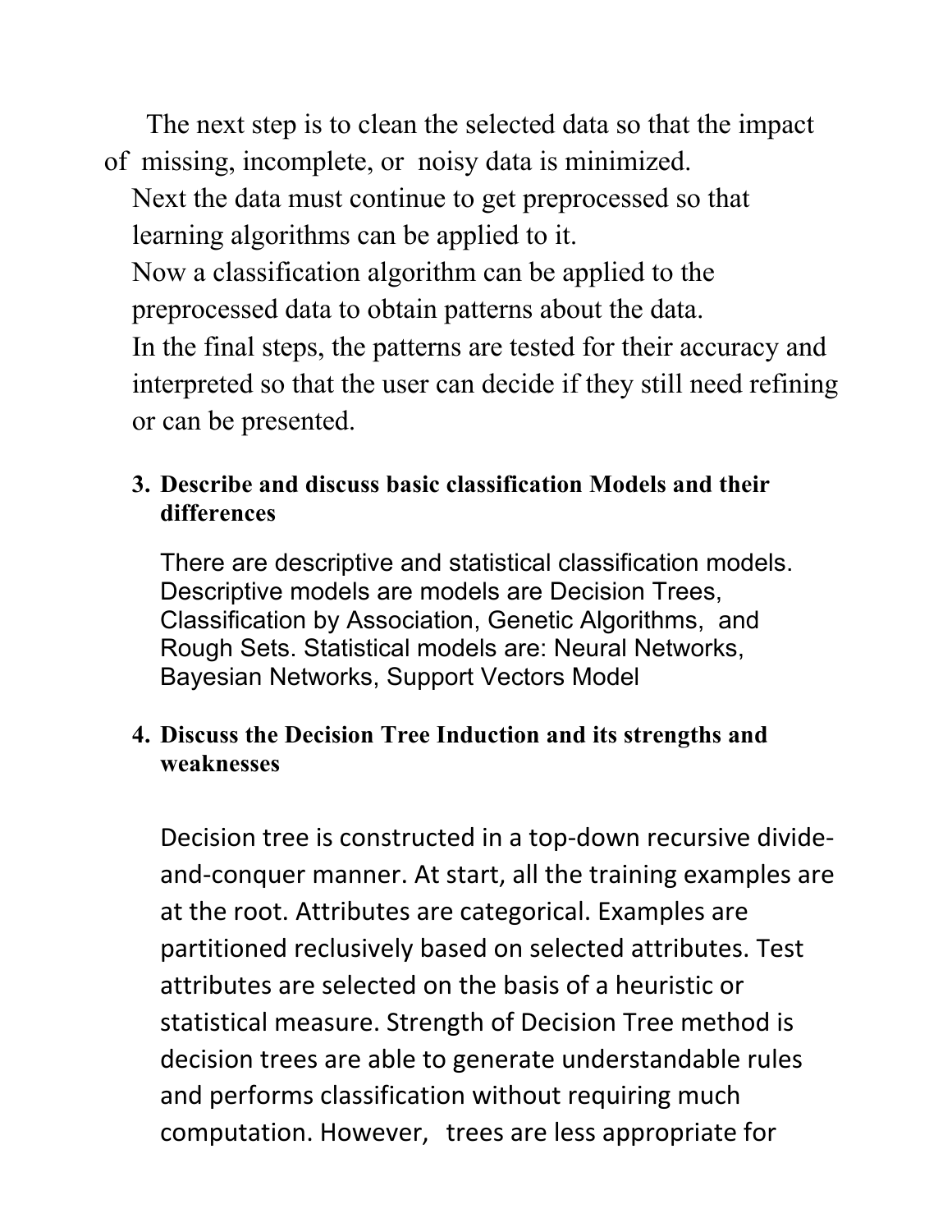The next step is to clean the selected data so that the impact of missing, incomplete, or noisy data is minimized.

Next the data must continue to get preprocessed so that learning algorithms can be applied to it.

Now a classification algorithm can be applied to the preprocessed data to obtain patterns about the data.

In the final steps, the patterns are tested for their accuracy and interpreted so that the user can decide if they still need refining or can be presented.

3. **Describe and discuss basic classification Models and their differences**

   There are descriptive and statistical classification models. Descriptive models are models are Decision Trees, Classification by Association, Genetic Algorithms, and Rough Sets. Statistical models are: Neural Networks, Bayesian Networks, Support Vectors Model

4. **Discuss the Decision Tree Induction and its strengths and weaknesses**

   Decision tree is constructed in a top-down recursive divide-and-conquer manner. At start, all the training examples are at the root. Attributes are categorical. Examples are partitioned reclusively based on selected attributes. Test attributes are selected on the basis of a heuristic or statistical measure. Strength of Decision Tree method is decision trees are able to generate understandable rules and performs classification without requiring much computation. However, trees are less appropriate for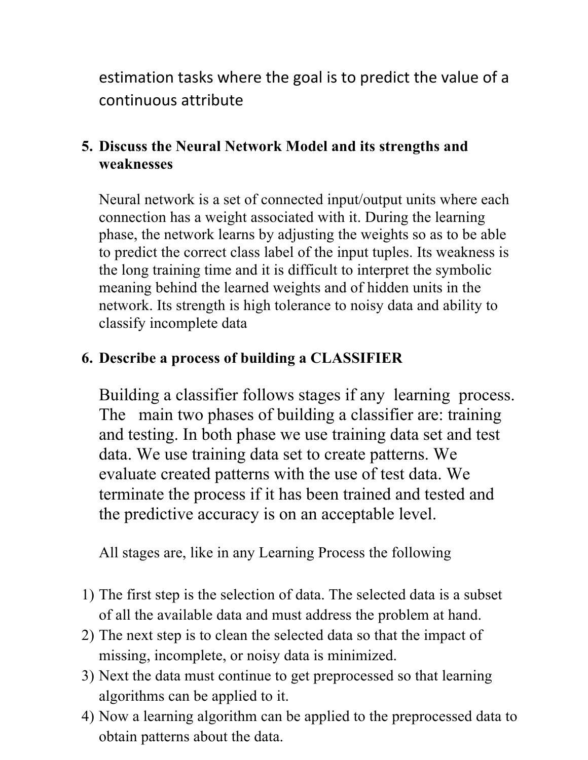estimation tasks where the goal is to predict the value of a continuous attribute

5. **Discuss the Neural Network Model and its strengths and weaknesses**

   Neural network is a set of connected input/output units where each connection has a weight associated with it. During the learning phase, the network learns by adjusting the weights so as to be able to predict the correct class label of the input tuples. Its weakness is the long training time and it is difficult to interpret the symbolic meaning behind the learned weights and of hidden units in the network. Its strength is high tolerance to noisy data and ability to classify incomplete data

6. **Describe a process of building a CLASSIFIER**

   Building a classifier follows stages if any learning process. The main two phases of building a classifier are: training and testing. In both phase we use training data set and test data. We use training data set to create patterns. We evaluate created patterns with the use of test data. We terminate the process if it has been trained and tested and the predictive accuracy is on an acceptable level.

   All stages are, like in any Learning Process the following

1) The first step is the selection of data. The selected data is a subset of all the available data and must address the problem at hand.
2) The next step is to clean the selected data so that the impact of missing, incomplete, or noisy data is minimized.
3) Next the data must continue to get preprocessed so that learning algorithms can be applied to it.
4) Now a learning algorithm can be applied to the preprocessed data to obtain patterns about the data.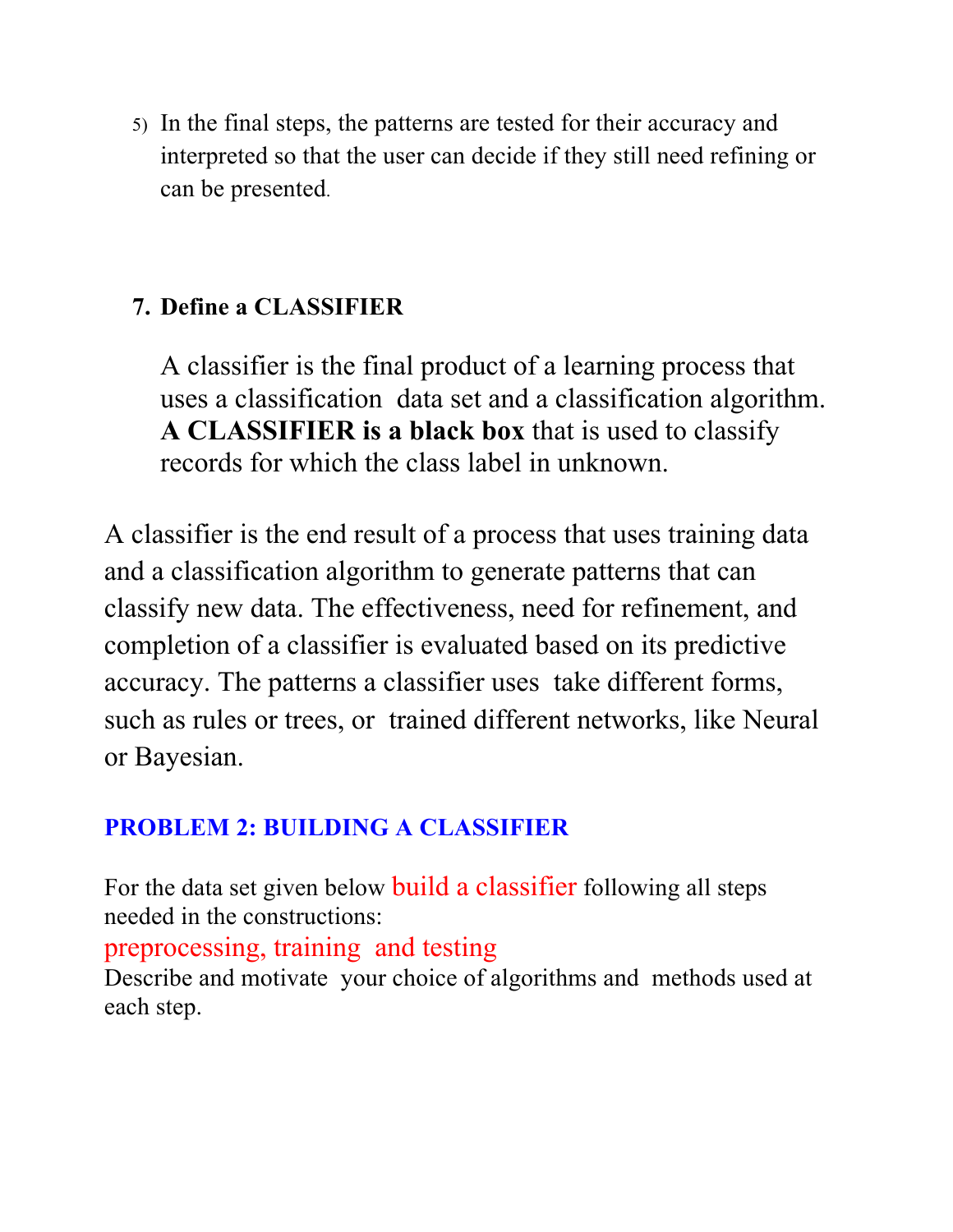5) In the final steps, the patterns are tested for their accuracy and interpreted so that the user can decide if they still need refining or can be presented.

**7. Define a CLASSIFIER**

A classifier is the final product of a learning process that uses a classification data set and a classification algorithm. **A CLASSIFIER is a black box** that is used to classify records for which the class label in unknown.

A classifier is the end result of a process that uses training data and a classification algorithm to generate patterns that can classify new data. The effectiveness, need for refinement, and completion of a classifier is evaluated based on its predictive accuracy. The patterns a classifier uses take different forms, such as rules or trees, or trained different networks, like Neural or Bayesian.

## PROBLEM 2: BUILDING A CLASSIFIER

For the data set given below build a classifier following all steps needed in the constructions:

preprocessing, training and testing

Describe and motivate your choice of algorithms and methods used at each step.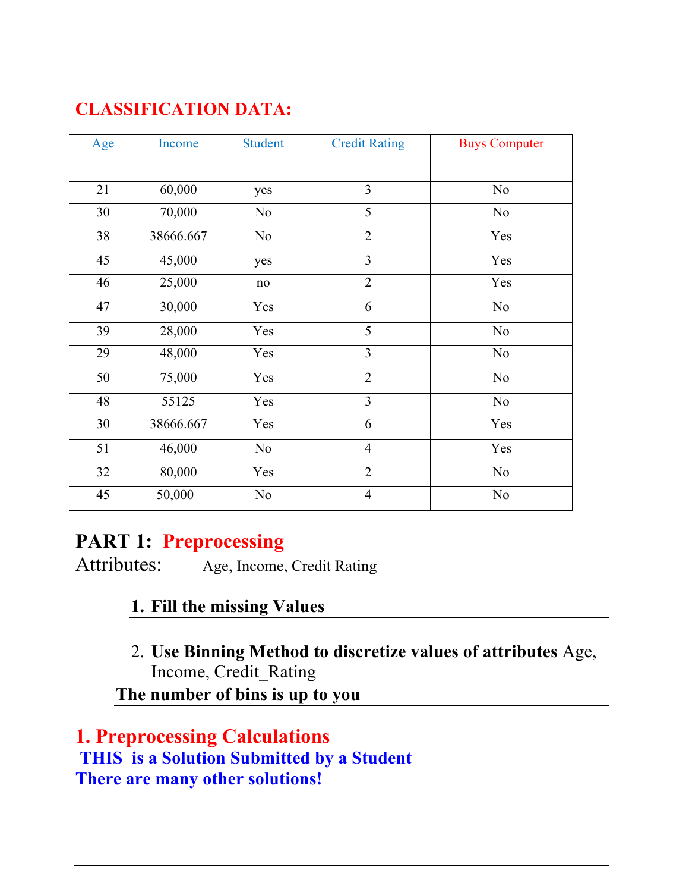## CLASSIFICATION DATA:

| Age | Income | Student | Credit Rating | Buys Computer |
|---|---|---|---|---|
| 21 | 60,000 | yes | 3 | No |
| 30 | 70,000 | No | 5 | No |
| 38 | 38666.667 | No | 2 | Yes |
| 45 | 45,000 | yes | 3 | Yes |
| 46 | 25,000 | no | 2 | Yes |
| 47 | 30,000 | Yes | 6 | No |
| 39 | 28,000 | Yes | 5 | No |
| 29 | 48,000 | Yes | 3 | No |
| 50 | 75,000 | Yes | 2 | No |
| 48 | 55125 | Yes | 3 | No |
| 30 | 38666.667 | Yes | 6 | Yes |
| 51 | 46,000 | No | 4 | Yes |
| 32 | 80,000 | Yes | 2 | No |
| 45 | 50,000 | No | 4 | No |

## PART 1: Preprocessing

Attributes: Age, Income, Credit Rating

1. **Fill the missing Values**

2. **Use Binning Method to discretize values of attributes** Age, Income, Credit_Rating

**The number of bins is up to you**

## 1. Preprocessing Calculations

**THIS is a Solution Submitted by a Student**

**There are many other solutions!**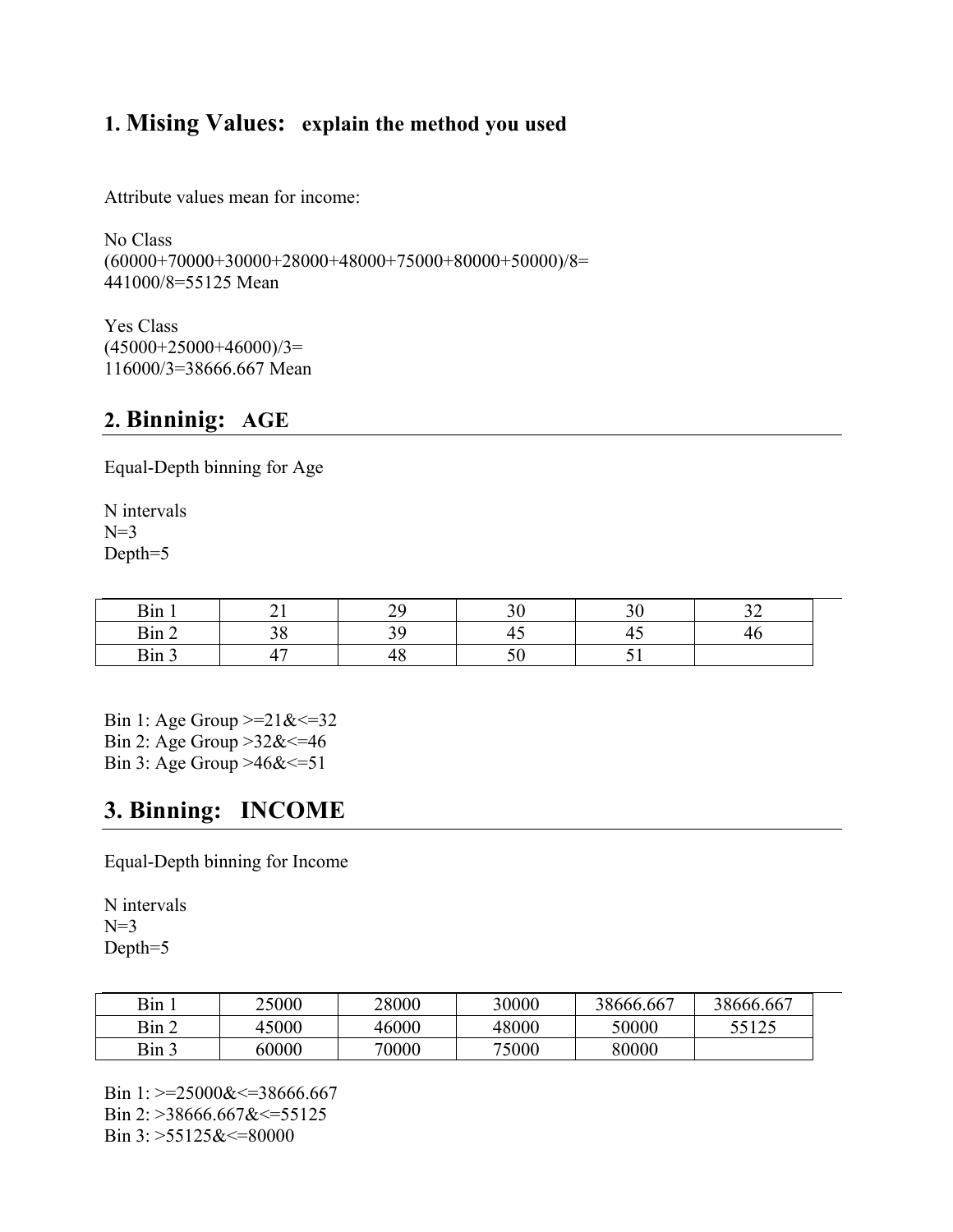## 1. Mising Values: explain the method you used

Attribute values mean for income:

No Class
(60000+70000+30000+28000+48000+75000+80000+50000)/8=
441000/8=55125 Mean

Yes Class
(45000+25000+46000)/3=
116000/3=38666.667 Mean

## 2. Binninig: AGE

Equal-Depth binning for Age

N intervals
N=3
Depth=5

| Bin 1 | 21 | 29 | 30 | 30 | 32 |
|---|---|---|---|---|---|
| Bin 2 | 38 | 39 | 45 | 45 | 46 |
| Bin 3 | 47 | 48 | 50 | 51 | |

Bin 1: Age Group >=21&<=32
Bin 2: Age Group >32&<=46
Bin 3: Age Group >46&<=51

## 3. Binning: INCOME

Equal-Depth binning for Income

N intervals
N=3
Depth=5

| Bin 1 | 25000 | 28000 | 30000 | 38666.667 | 38666.667 |
|---|---|---|---|---|---|
| Bin 2 | 45000 | 46000 | 48000 | 50000 | 55125 |
| Bin 3 | 60000 | 70000 | 75000 | 80000 | |

Bin 1: >=25000&<=38666.667
Bin 2: >38666.667&<=55125
Bin 3: >55125&<=80000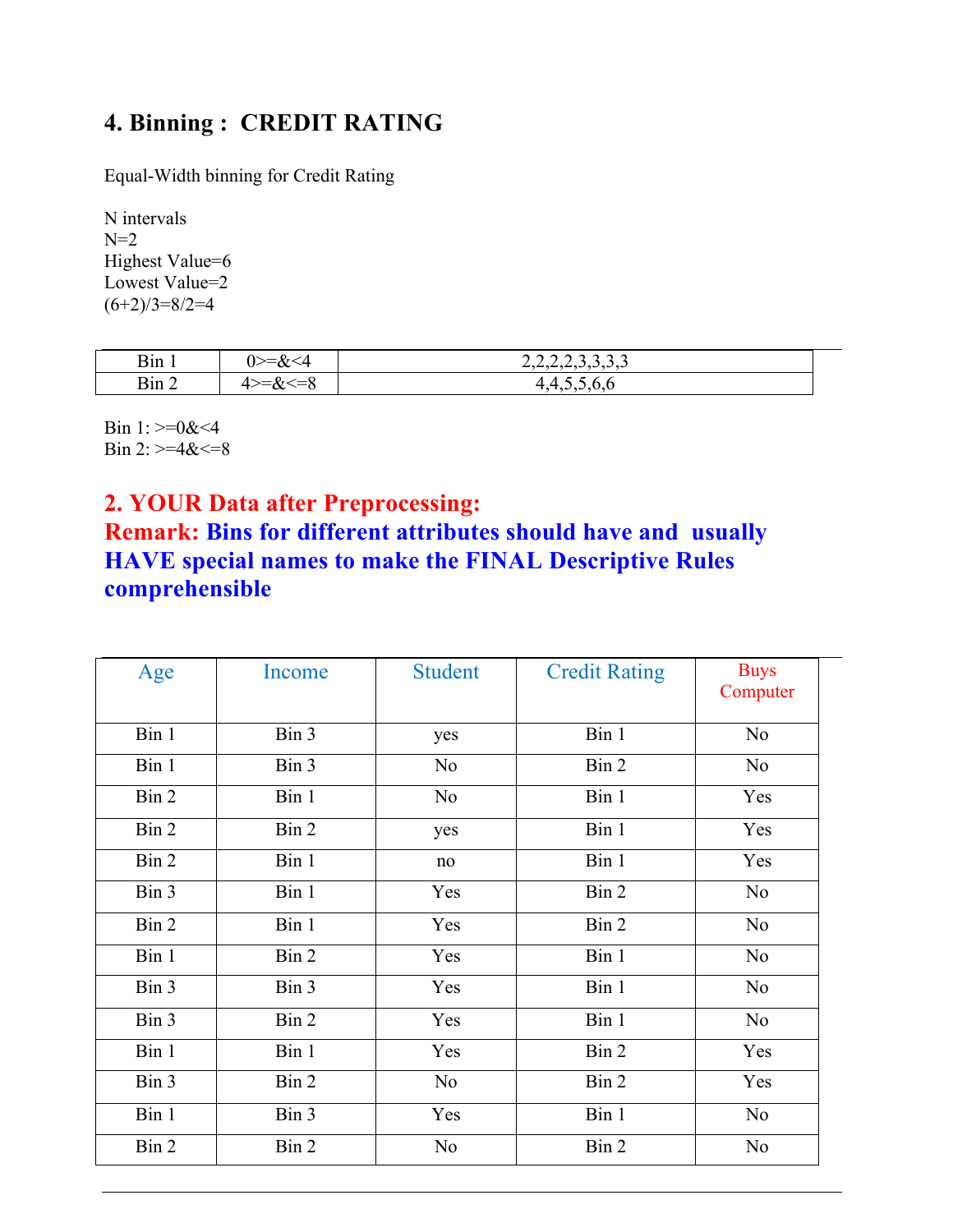## 4. Binning : CREDIT RATING

Equal-Width binning for Credit Rating

N intervals
N=2
Highest Value=6
Lowest Value=2
(6+2)/3=8/2=4

| Bin 1 | 0>=&<4 | 2,2,2,2,3,3,3,3 |
|---|---|---|
| Bin 2 | 4>=&<=8 | 4,4,5,5,6,6 |

Bin 1: >=0&<4
Bin 2: >=4&<=8

## 2. YOUR Data after Preprocessing:

## Remark: Bins for different attributes should have and usually HAVE special names to make the FINAL Descriptive Rules comprehensible

| Age | Income | Student | Credit Rating | Buys Computer |
|---|---|---|---|---|
| Bin 1 | Bin 3 | yes | Bin 1 | No |
| Bin 1 | Bin 3 | No | Bin 2 | No |
| Bin 2 | Bin 1 | No | Bin 1 | Yes |
| Bin 2 | Bin 2 | yes | Bin 1 | Yes |
| Bin 2 | Bin 1 | no | Bin 1 | Yes |
| Bin 3 | Bin 1 | Yes | Bin 2 | No |
| Bin 2 | Bin 1 | Yes | Bin 2 | No |
| Bin 1 | Bin 2 | Yes | Bin 1 | No |
| Bin 3 | Bin 3 | Yes | Bin 1 | No |
| Bin 3 | Bin 2 | Yes | Bin 1 | No |
| Bin 1 | Bin 1 | Yes | Bin 2 | Yes |
| Bin 3 | Bin 2 | No | Bin 2 | Yes |
| Bin 1 | Bin 3 | Yes | Bin 1 | No |
| Bin 2 | Bin 2 | No | Bin 2 | No |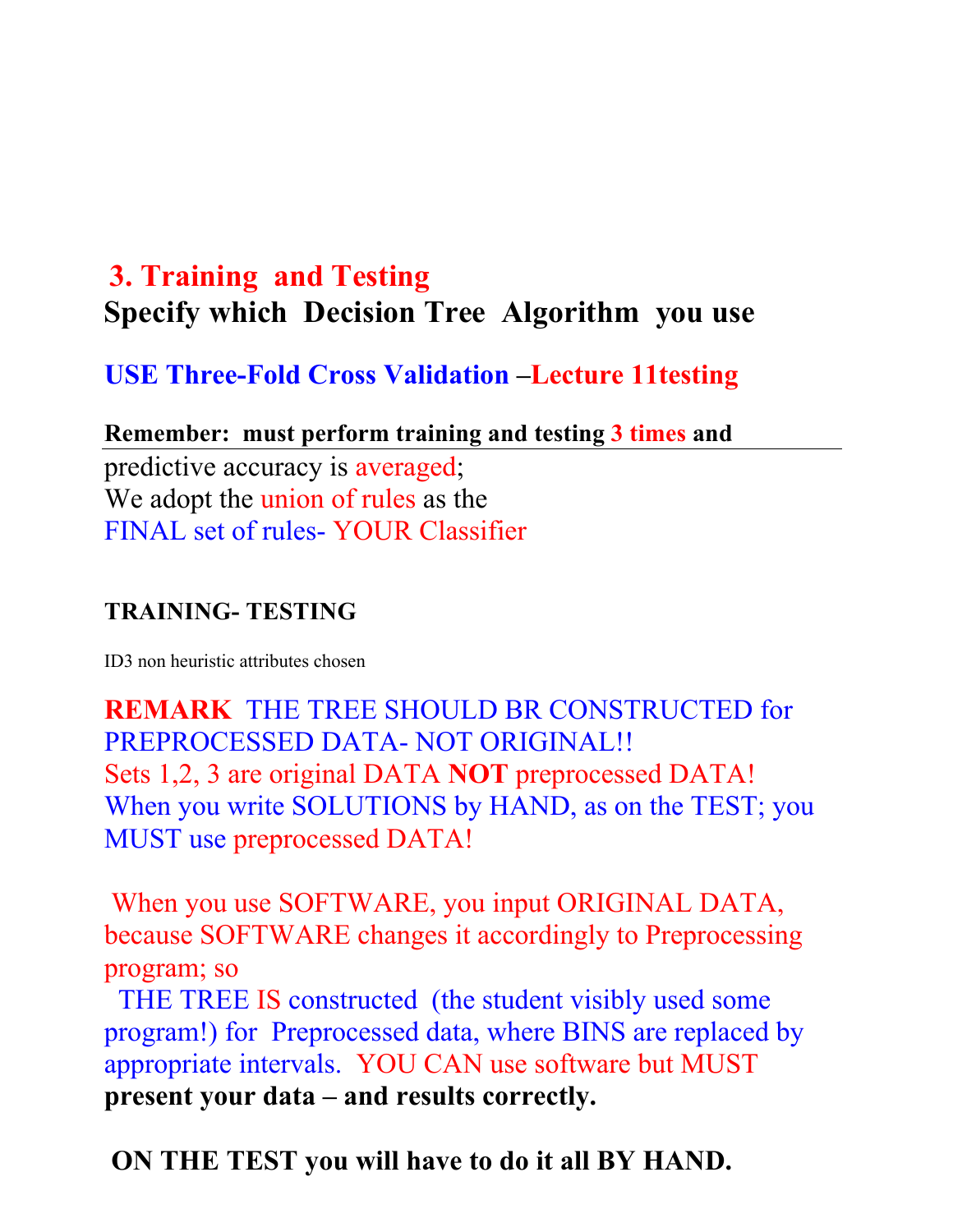## 3. Training and Testing

**Specify which Decision Tree Algorithm you use**

**USE Three-Fold Cross Validation –Lecture 11testing**

**Remember: must perform training and testing 3 times and**

predictive accuracy is averaged;
We adopt the union of rules as the
FINAL set of rules- YOUR Classifier

**TRAINING- TESTING**

ID3 non heuristic attributes chosen

**REMARK** THE TREE SHOULD BR CONSTRUCTED for PREPROCESSED DATA- NOT ORIGINAL!!
Sets 1,2, 3 are original DATA **NOT** preprocessed DATA!
When you write SOLUTIONS by HAND, as on the TEST; you MUST use preprocessed DATA!

When you use SOFTWARE, you input ORIGINAL DATA, because SOFTWARE changes it accordingly to Preprocessing program; so
THE TREE IS constructed (the student visibly used some program!) for Preprocessed data, where BINS are replaced by appropriate intervals. YOU CAN use software but MUST **present your data – and results correctly.**

**ON THE TEST you will have to do it all BY HAND.**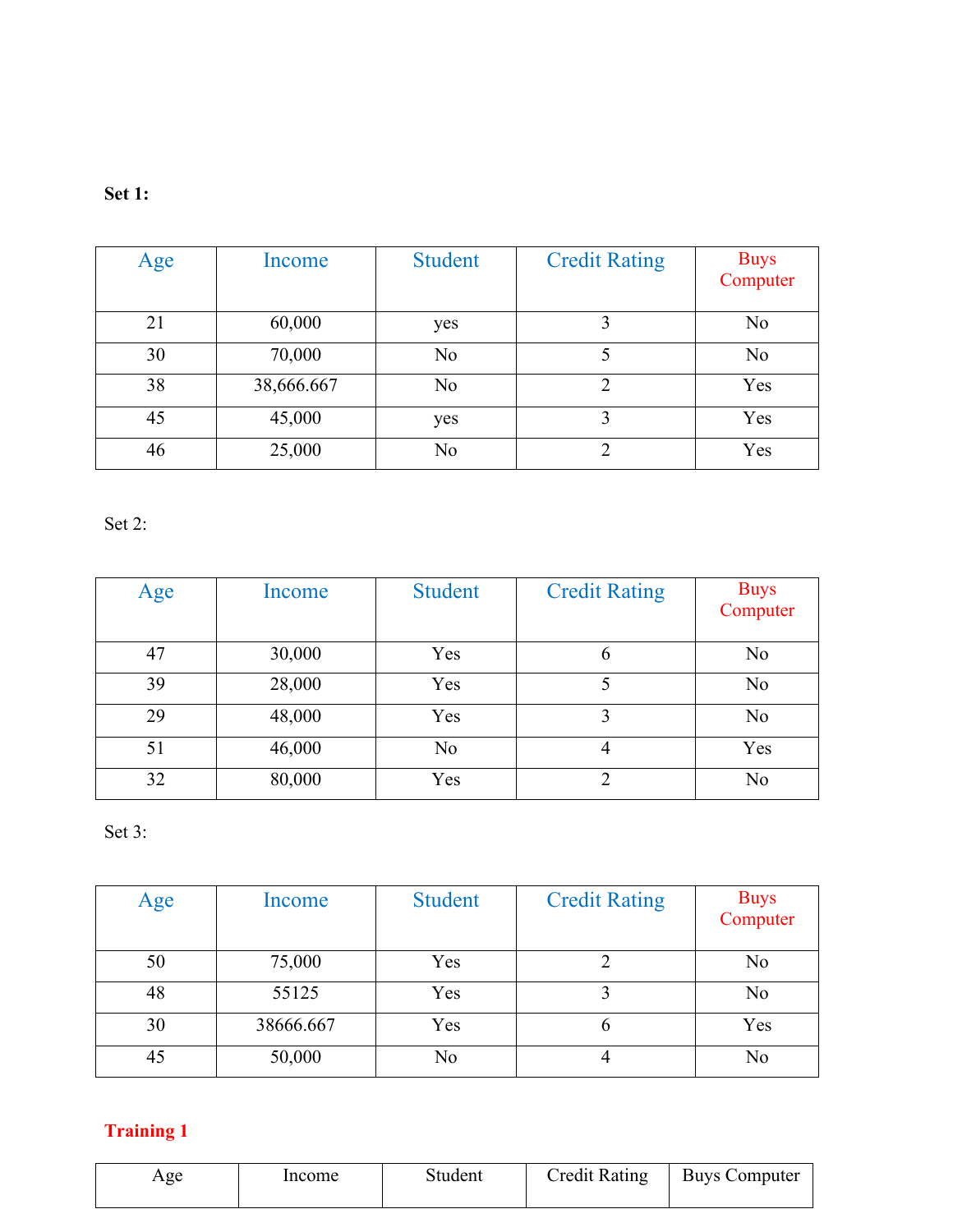**Set 1:**

| Age | Income | Student | Credit Rating | Buys Computer |
|---|---|---|---|---|
| 21 | 60,000 | yes | 3 | No |
| 30 | 70,000 | No | 5 | No |
| 38 | 38,666.667 | No | 2 | Yes |
| 45 | 45,000 | yes | 3 | Yes |
| 46 | 25,000 | No | 2 | Yes |

Set 2:

| Age | Income | Student | Credit Rating | Buys Computer |
|---|---|---|---|---|
| 47 | 30,000 | Yes | 6 | No |
| 39 | 28,000 | Yes | 5 | No |
| 29 | 48,000 | Yes | 3 | No |
| 51 | 46,000 | No | 4 | Yes |
| 32 | 80,000 | Yes | 2 | No |

Set 3:

| Age | Income | Student | Credit Rating | Buys Computer |
|---|---|---|---|---|
| 50 | 75,000 | Yes | 2 | No |
| 48 | 55125 | Yes | 3 | No |
| 30 | 38666.667 | Yes | 6 | Yes |
| 45 | 50,000 | No | 4 | No |

**Training 1**

| Age | Income | Student | Credit Rating | Buys Computer |
|---|---|---|---|---|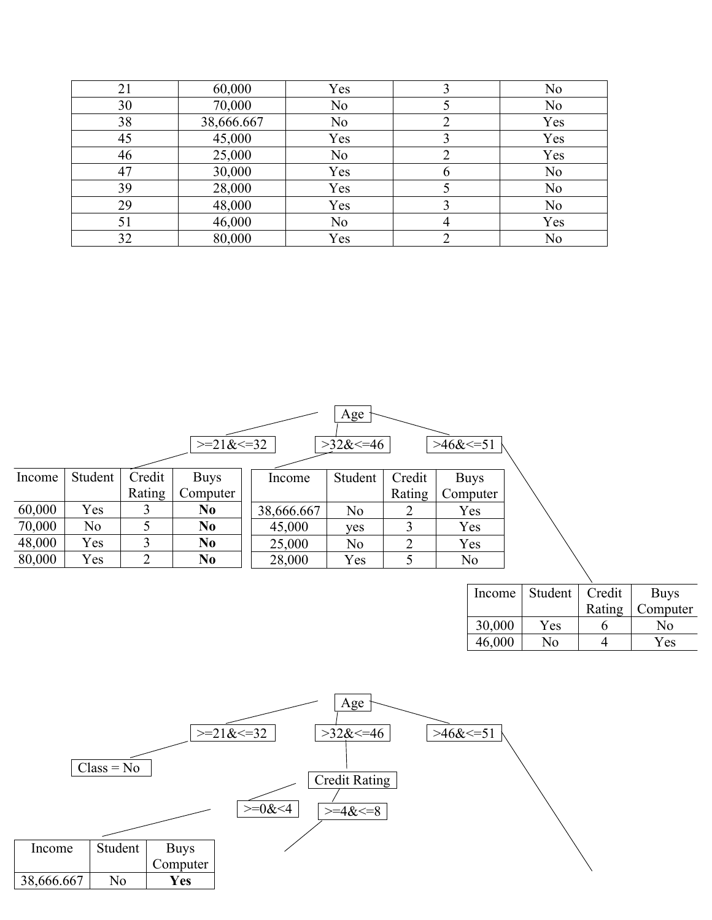| 21 | 60,000 | Yes | 3 | No |
|---|---|---|---|---|
| 30 | 70,000 | No | 5 | No |
| 38 | 38,666.667 | No | 2 | Yes |
| 45 | 45,000 | Yes | 3 | Yes |
| 46 | 25,000 | No | 2 | Yes |
| 47 | 30,000 | Yes | 6 | No |
| 39 | 28,000 | Yes | 5 | No |
| 29 | 48,000 | Yes | 3 | No |
| 51 | 46,000 | No | 4 | Yes |
| 32 | 80,000 | Yes | 2 | No |

Age

\>=21&<=32

| Income | Student | Credit Rating | Buys Computer |
|---|---|---|---|
| 60,000 | Yes | 3 | **No** |
| 70,000 | No | 5 | **No** |
| 48,000 | Yes | 3 | **No** |
| 80,000 | Yes | 2 | **No** |

\>32&<=46

| Income | Student | Credit Rating | Buys Computer |
|---|---|---|---|
| 38,666.667 | No | 2 | Yes |
| 45,000 | yes | 3 | Yes |
| 25,000 | No | 2 | Yes |
| 28,000 | Yes | 5 | No |

\>46&<=51

| Income | Student | Credit Rating | Buys Computer |
|---|---|---|---|
| 30,000 | Yes | 6 | No |
| 46,000 | No | 4 | Yes |

Age

\>=21&<=32 → Class = No

\>32&<=46 → Credit Rating

- \>=0&<4

| Income | Student | Buys Computer |
|---|---|---|
| 38,666.667 | No | **Yes** |

- \>=4&<=8

\>46&<=51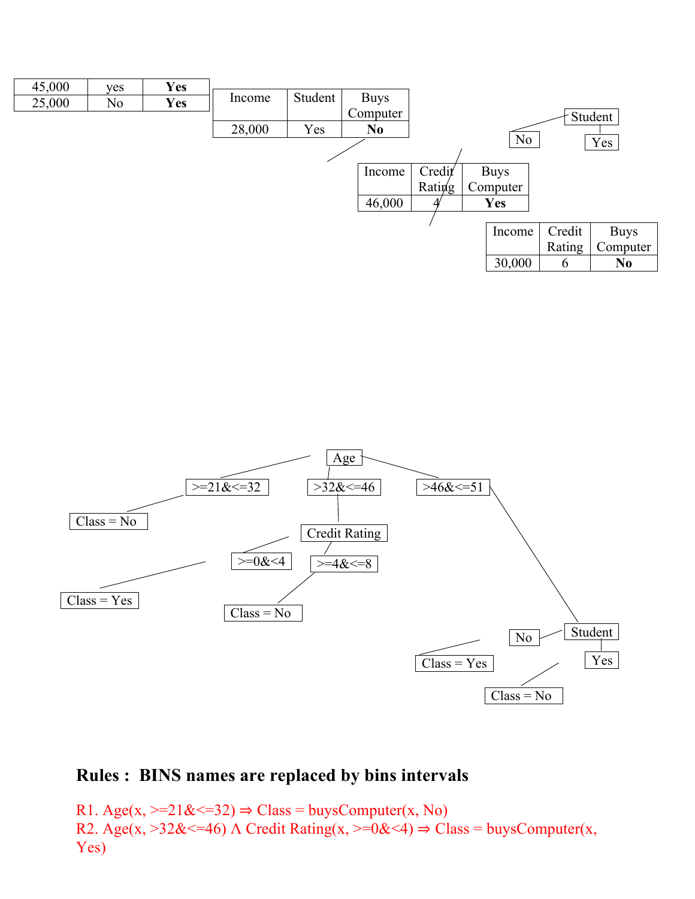| 45,000 | yes | **Yes** |
|---|---|---|
| 25,000 | No | **Yes** |

| Income | Student | Buys Computer |
|---|---|---|
| 28,000 | Yes | **No** |

Student

No | Yes

| Income | Credit Rating | Buys Computer |
|---|---|---|
| 46,000 | 4 | **Yes** |

| Income | Credit Rating | Buys Computer |
|---|---|---|
| 30,000 | 6 | **No** |

Age

>=21&<=32 | >32&<=46 | >46&<=51

Class = No

Credit Rating

>=0&<4 | >=4&<=8

Class = Yes

Class = No

Student

No | Yes

Class = Yes

Class = No

## Rules : BINS names are replaced by bins intervals

R1. Age(x, >=21&<=32) ⇒ Class = buysComputer(x, No)
R2. Age(x, >32&<=46) Λ Credit Rating(x, >=0&<4) ⇒ Class = buysComputer(x, Yes)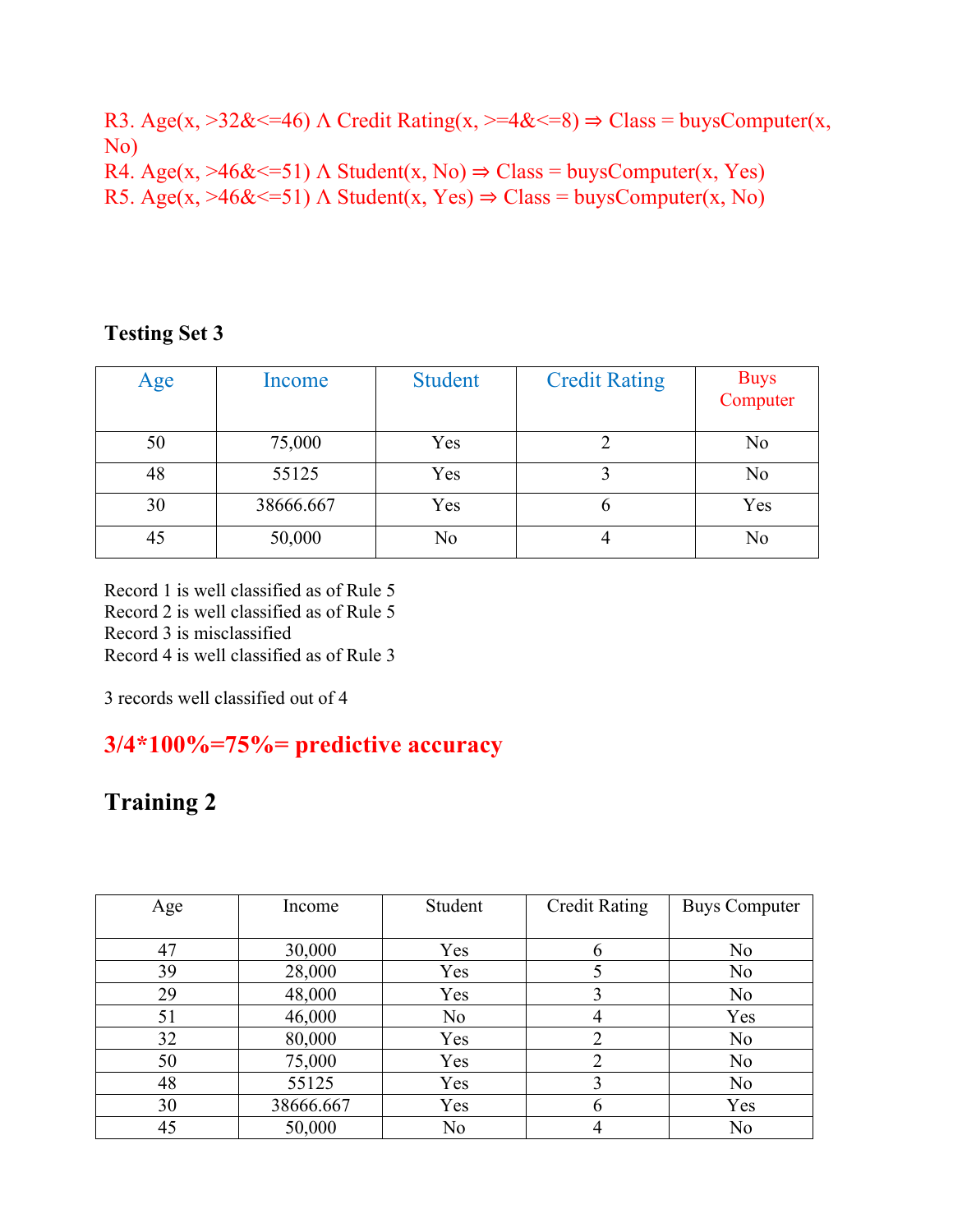R3. Age(x, >32&<=46) Λ Credit Rating(x, >=4&<=8) ⇒ Class = buysComputer(x, No)
R4. Age(x, >46&<=51) Λ Student(x, No) ⇒ Class = buysComputer(x, Yes)
R5. Age(x, >46&<=51) Λ Student(x, Yes) ⇒ Class = buysComputer(x, No)

**Testing Set 3**

| Age | Income | Student | Credit Rating | Buys Computer |
|---|---|---|---|---|
| 50 | 75,000 | Yes | 2 | No |
| 48 | 55125 | Yes | 3 | No |
| 30 | 38666.667 | Yes | 6 | Yes |
| 45 | 50,000 | No | 4 | No |

Record 1 is well classified as of Rule 5
Record 2 is well classified as of Rule 5
Record 3 is misclassified
Record 4 is well classified as of Rule 3

3 records well classified out of 4

**3/4*100%=75%= predictive accuracy**

## Training 2

| Age | Income | Student | Credit Rating | Buys Computer |
|---|---|---|---|---|
| 47 | 30,000 | Yes | 6 | No |
| 39 | 28,000 | Yes | 5 | No |
| 29 | 48,000 | Yes | 3 | No |
| 51 | 46,000 | No | 4 | Yes |
| 32 | 80,000 | Yes | 2 | No |
| 50 | 75,000 | Yes | 2 | No |
| 48 | 55125 | Yes | 3 | No |
| 30 | 38666.667 | Yes | 6 | Yes |
| 45 | 50,000 | No | 4 | No |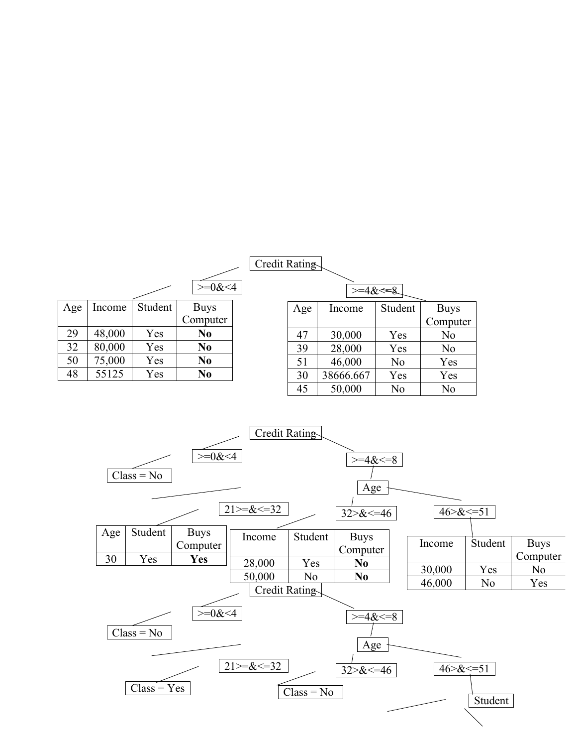Credit Rating

>=0&<4

| Age | Income | Student | Buys Computer |
|---|---|---|---|
| 29 | 48,000 | Yes | **No** |
| 32 | 80,000 | Yes | **No** |
| 50 | 75,000 | Yes | **No** |
| 48 | 55125 | Yes | **No** |

>=4&<=8

| Age | Income | Student | Buys Computer |
|---|---|---|---|
| 47 | 30,000 | Yes | No |
| 39 | 28,000 | Yes | No |
| 51 | 46,000 | No | Yes |
| 30 | 38666.667 | Yes | Yes |
| 45 | 50,000 | No | No |

Credit Rating

>=0&<4

Class = No

>=4&<=8

Age

21>=&<=32

| Age | Student | Buys Computer |
|---|---|---|
| 30 | Yes | **Yes** |

32>&<=46

| Income | Student | Buys Computer |
|---|---|---|
| 28,000 | Yes | **No** |
| 50,000 | No | **No** |

46>&<=51

| Income | Student | Buys Computer |
|---|---|---|
| 30,000 | Yes | No |
| 46,000 | No | Yes |

Credit Rating

>=0&<4

Class = No

>=4&<=8

Age

21>=&<=32

Class = Yes

32>&<=46

Class = No

46>&<=51

Student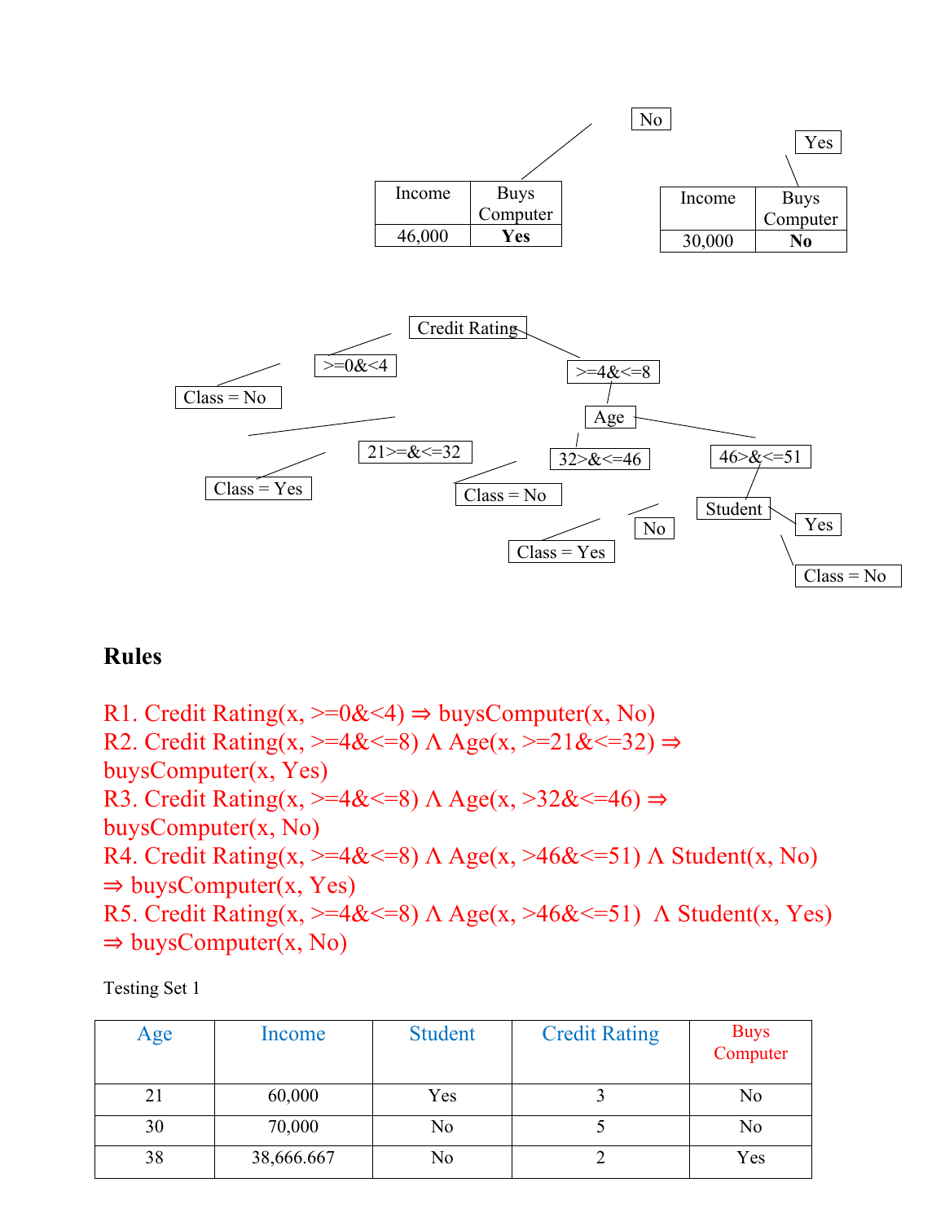No

| Income | Buys Computer |
|---|---|
| 46,000 | **Yes** |

Yes

| Income | Buys Computer |
|---|---|
| 30,000 | **No** |

Credit Rating

- >=0&<4
  - Class = No
- >=4&<=8
  - Age
    - 21>=&<=32
      - Class = Yes
    - 32>&<=46
      - Class = No
    - 46>&<=51
      - Student
        - No
          - Class = Yes
        - Yes
          - Class = No

## Rules

R1. Credit Rating(x, >=0&<4) ⇒ buysComputer(x, No)
R2. Credit Rating(x, >=4&<=8) Λ Age(x, >=21&<=32) ⇒ buysComputer(x, Yes)
R3. Credit Rating(x, >=4&<=8) Λ Age(x, >32&<=46) ⇒ buysComputer(x, No)
R4. Credit Rating(x, >=4&<=8) Λ Age(x, >46&<=51) Λ Student(x, No) ⇒ buysComputer(x, Yes)
R5. Credit Rating(x, >=4&<=8) Λ Age(x, >46&<=51) Λ Student(x, Yes) ⇒ buysComputer(x, No)

Testing Set 1

| Age | Income | Student | Credit Rating | Buys Computer |
|---|---|---|---|---|
| 21 | 60,000 | Yes | 3 | No |
| 30 | 70,000 | No | 5 | No |
| 38 | 38,666.667 | No | 2 | Yes |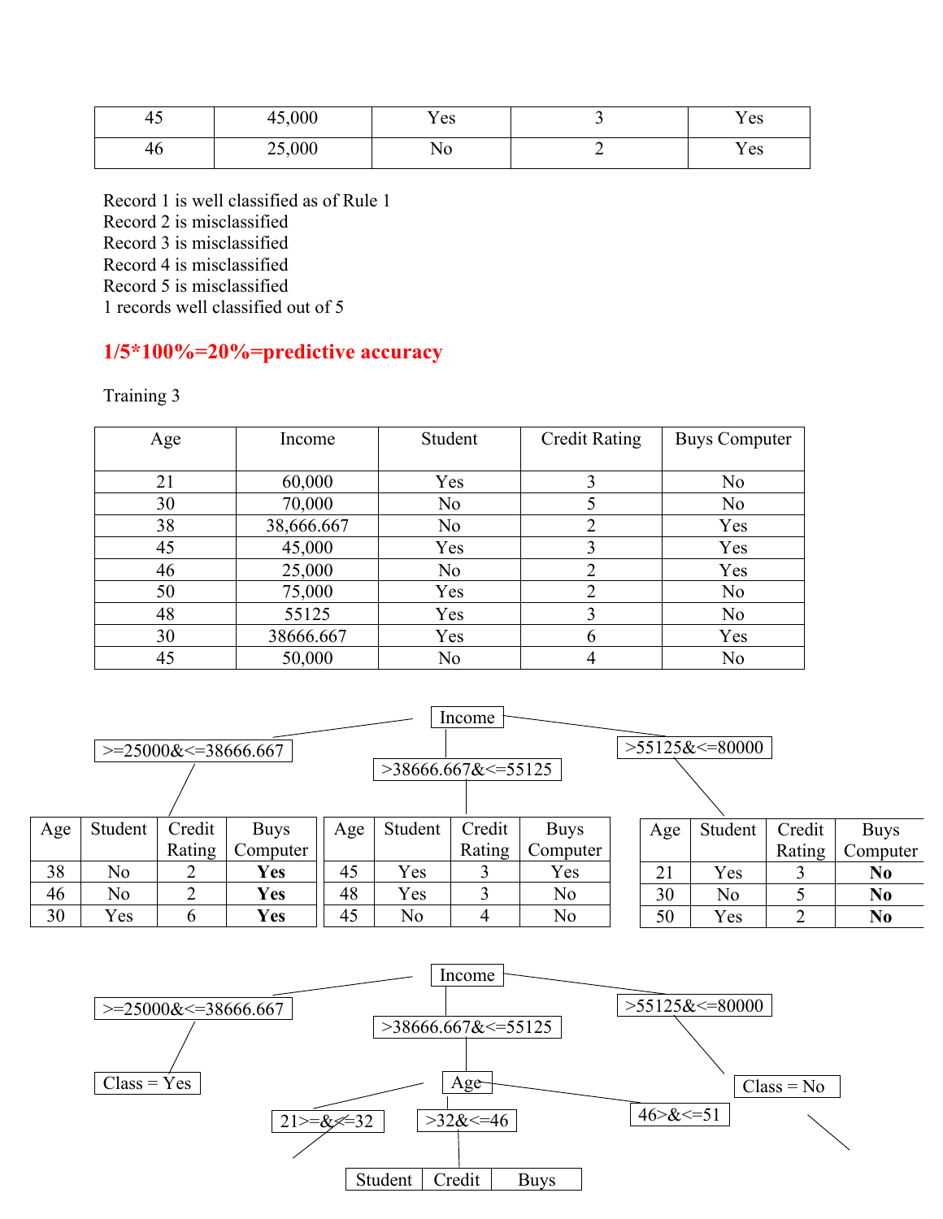| 45 | 45,000 | Yes | 3 | Yes |
|---|---|---|---|---|
| 46 | 25,000 | No | 2 | Yes |

Record 1 is well classified as of Rule 1
Record 2 is misclassified
Record 3 is misclassified
Record 4 is misclassified
Record 5 is misclassified
1 records well classified out of 5

**1/5*100%=20%=predictive accuracy**

Training 3

| Age | Income | Student | Credit Rating | Buys Computer |
|---|---|---|---|---|
| 21 | 60,000 | Yes | 3 | No |
| 30 | 70,000 | No | 5 | No |
| 38 | 38,666.667 | No | 2 | Yes |
| 45 | 45,000 | Yes | 3 | Yes |
| 46 | 25,000 | No | 2 | Yes |
| 50 | 75,000 | Yes | 2 | No |
| 48 | 55125 | Yes | 3 | No |
| 30 | 38666.667 | Yes | 6 | Yes |
| 45 | 50,000 | No | 4 | No |

Income

\>=25000&<=38666.667

| Age | Student | Credit Rating | Buys Computer |
|---|---|---|---|
| 38 | No | 2 | **Yes** |
| 46 | No | 2 | **Yes** |
| 30 | Yes | 6 | **Yes** |

\>38666.667&<=55125

| Age | Student | Credit Rating | Buys Computer |
|---|---|---|---|
| 45 | Yes | 3 | Yes |
| 48 | Yes | 3 | No |
| 45 | No | 4 | No |

\>55125&<=80000

| Age | Student | Credit Rating | Buys Computer |
|---|---|---|---|
| 21 | Yes | 3 | **No** |
| 30 | No | 5 | **No** |
| 50 | Yes | 2 | **No** |

Income

\>=25000&<=38666.667 → Class = Yes

\>38666.667&<=55125 → Age

- 21>=&<=32
- \>32&<=46

| Student | Credit | Buys |
|---|---|---|

- 46>&<=51

\>55125&<=80000 → Class = No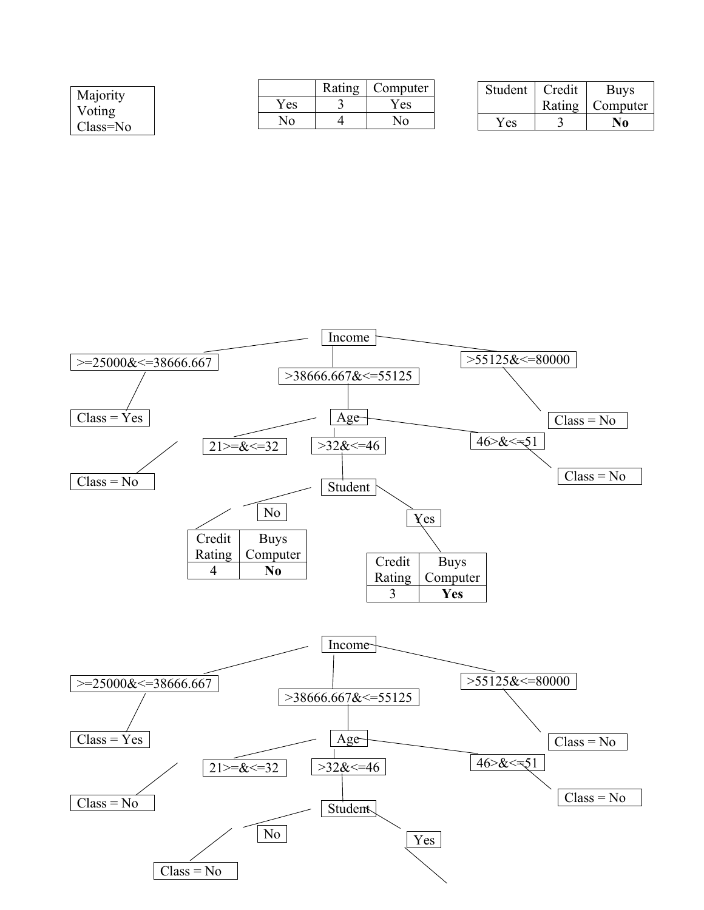Majority Voting Class=No

| | Rating | Computer |
|---|---|---|
| Yes | 3 | Yes |
| No | 4 | No |

| Student | Credit Rating | Buys Computer |
|---|---|---|
| Yes | 3 | **No** |

Income

- >=25000&<=38666.667
  - Class = Yes
- >38666.667&<=55125
  - Age
    - 21>=&<=32
      - Class = No
    - >32&<=46
      - Student
        - No

          | Credit Rating | Buys Computer |
          |---|---|
          | 4 | **No** |

        - Yes

          | Credit Rating | Buys Computer |
          |---|---|
          | 3 | **Yes** |

    - 46>&<=51
      - Class = No
- >55125&<=80000
  - Class = No

Income

- >=25000&<=38666.667
  - Class = Yes
- >38666.667&<=55125
  - Age
    - 21>=&<=32
      - Class = No
    - >32&<=46
      - Student
        - No
          - Class = No
        - Yes
    - 46>&<=51
      - Class = No
- >55125&<=80000
  - Class = No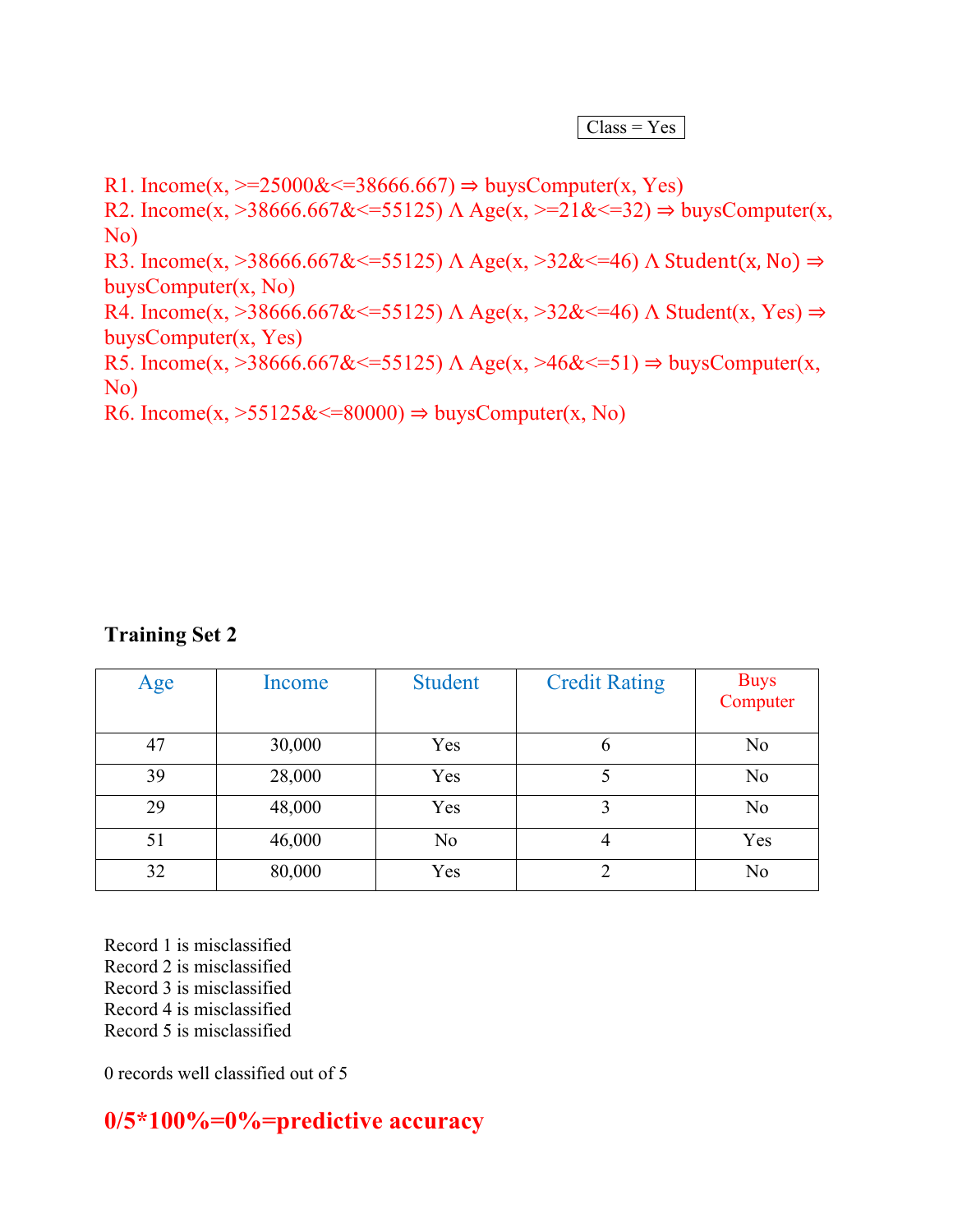Class = Yes

R1. Income(x, >=25000&<=38666.667) ⇒ buysComputer(x, Yes)
R2. Income(x, >38666.667&<=55125) Λ Age(x, >=21&<=32) ⇒ buysComputer(x, No)
R3. Income(x, >38666.667&<=55125) Λ Age(x, >32&<=46) Λ Student(x, No) ⇒ buysComputer(x, No)
R4. Income(x, >38666.667&<=55125) Λ Age(x, >32&<=46) Λ Student(x, Yes) ⇒ buysComputer(x, Yes)
R5. Income(x, >38666.667&<=55125) Λ Age(x, >46&<=51) ⇒ buysComputer(x, No)
R6. Income(x, >55125&<=80000) ⇒ buysComputer(x, No)

**Training Set 2**

| Age | Income | Student | Credit Rating | Buys Computer |
| --- | --- | --- | --- | --- |
| 47 | 30,000 | Yes | 6 | No |
| 39 | 28,000 | Yes | 5 | No |
| 29 | 48,000 | Yes | 3 | No |
| 51 | 46,000 | No | 4 | Yes |
| 32 | 80,000 | Yes | 2 | No |

Record 1 is misclassified
Record 2 is misclassified
Record 3 is misclassified
Record 4 is misclassified
Record 5 is misclassified

0 records well classified out of 5

**0/5*100%=0%=predictive accuracy**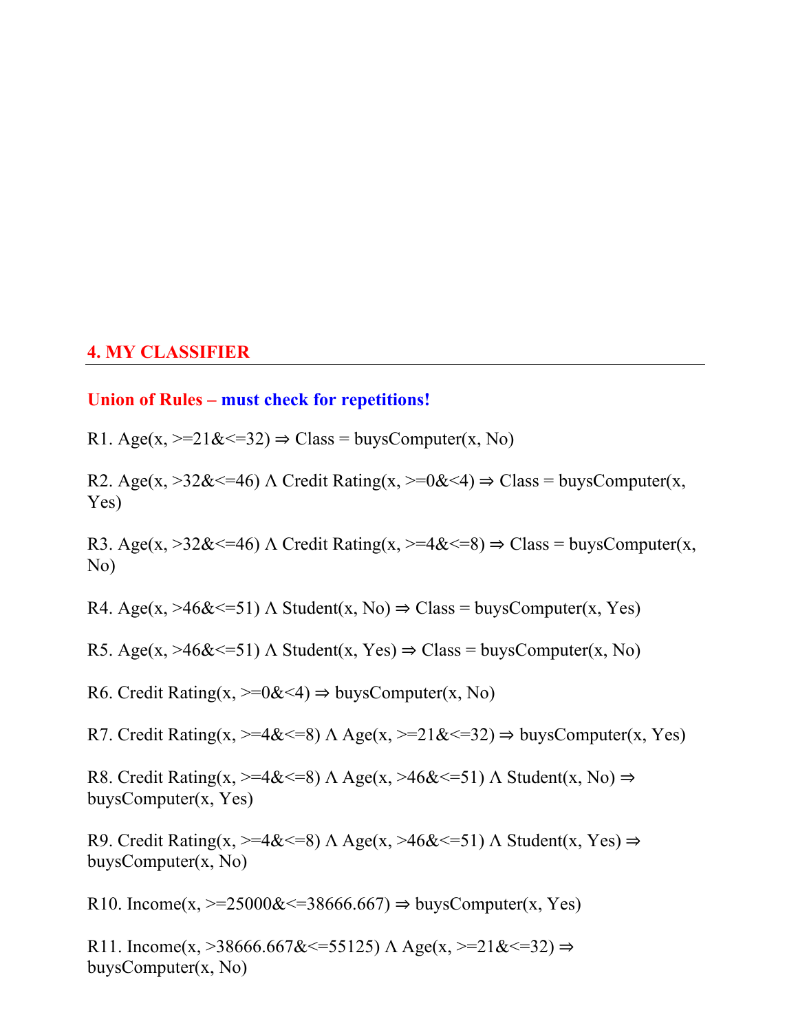## 4. MY CLASSIFIER

**Union of Rules – must check for repetitions!**

R1. Age(x, >=21&<=32) ⇒ Class = buysComputer(x, No)

R2. Age(x, >32&<=46) Λ Credit Rating(x, >=0&<4) ⇒ Class = buysComputer(x, Yes)

R3. Age(x, >32&<=46) Λ Credit Rating(x, >=4&<=8) ⇒ Class = buysComputer(x, No)

R4. Age(x, >46&<=51) Λ Student(x, No) ⇒ Class = buysComputer(x, Yes)

R5. Age(x, >46&<=51) Λ Student(x, Yes) ⇒ Class = buysComputer(x, No)

R6. Credit Rating(x, >=0&<4) ⇒ buysComputer(x, No)

R7. Credit Rating(x, >=4&<=8) Λ Age(x, >=21&<=32) ⇒ buysComputer(x, Yes)

R8. Credit Rating(x, >=4&<=8) Λ Age(x, >46&<=51) Λ Student(x, No) ⇒ buysComputer(x, Yes)

R9. Credit Rating(x, >=4&<=8) Λ Age(x, >46&<=51) Λ Student(x, Yes) ⇒ buysComputer(x, No)

R10. Income(x, >=25000&<=38666.667) ⇒ buysComputer(x, Yes)

R11. Income(x, >38666.667&<=55125) Λ Age(x, >=21&<=32) ⇒ buysComputer(x, No)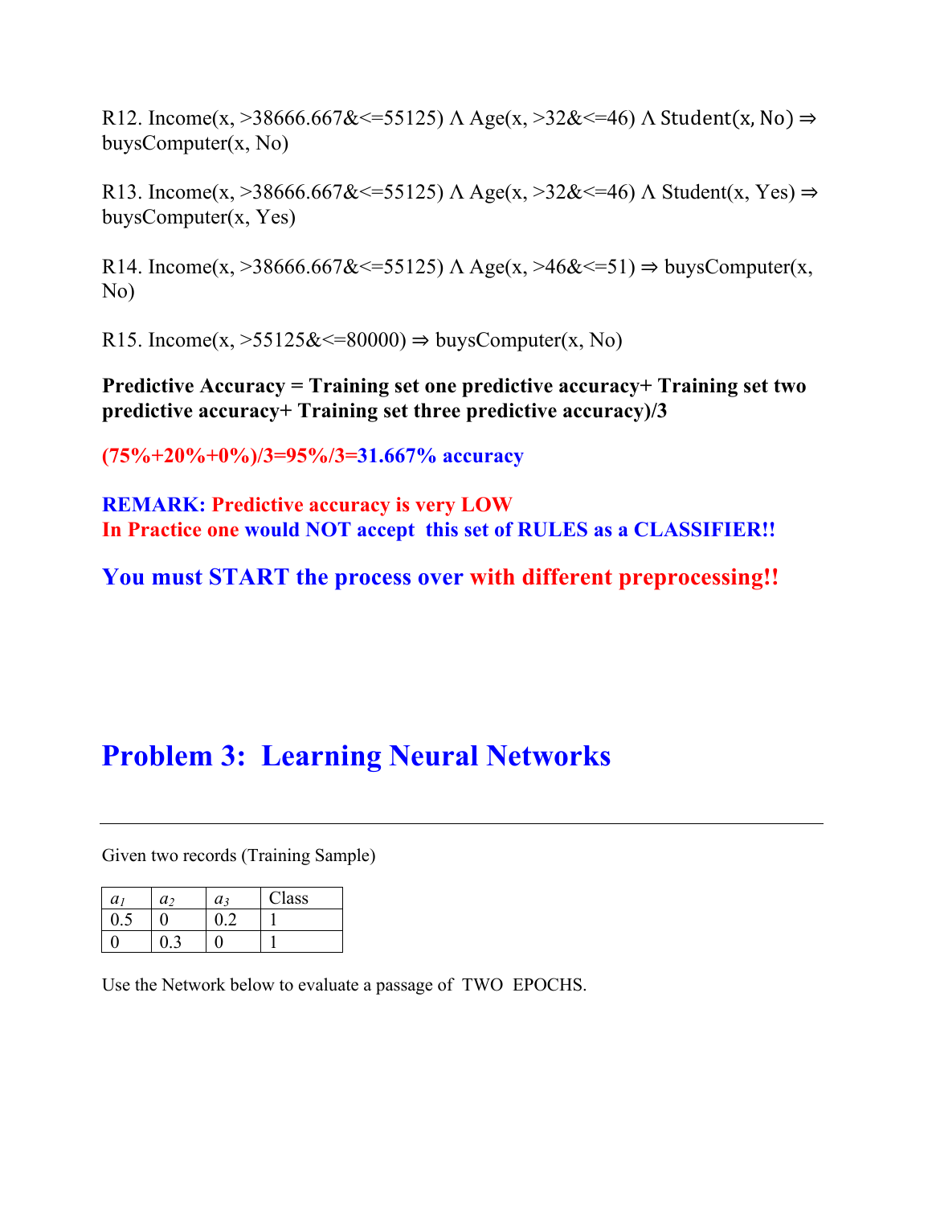R12. Income(x, >38666.667&<=55125) Λ Age(x, >32&<=46) Λ Student(x, No) ⇒ buysComputer(x, No)

R13. Income(x, >38666.667&<=55125) Λ Age(x, >32&<=46) Λ Student(x, Yes) ⇒ buysComputer(x, Yes)

R14. Income(x, >38666.667&<=55125) Λ Age(x, >46&<=51) ⇒ buysComputer(x, No)

R15. Income(x, >55125&<=80000) ⇒ buysComputer(x, No)

**Predictive Accuracy = Training set one predictive accuracy+ Training set two predictive accuracy+ Training set three predictive accuracy)/3**

**(75%+20%+0%)/3=95%/3=31.667% accuracy**

**REMARK: Predictive accuracy is very LOW**
**In Practice one would NOT accept this set of RULES as a CLASSIFIER!!**

**You must START the process over with different preprocessing!!**

# Problem 3: Learning Neural Networks

---

Given two records (Training Sample)

| $a_1$ | $a_2$ | $a_3$ | Class |
|---|---|---|---|
| 0.5 | 0 | 0.2 | 1 |
| 0 | 0.3 | 0 | 1 |

Use the Network below to evaluate a passage of TWO EPOCHS.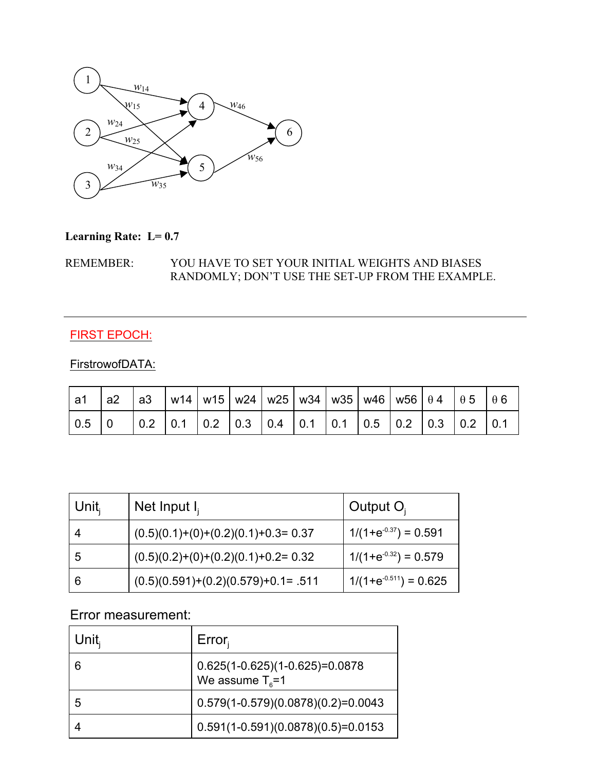**Learning Rate: L= 0.7**

REMEMBER: YOU HAVE TO SET YOUR INITIAL WEIGHTS AND BIASES RANDOMLY; DON'T USE THE SET-UP FROM THE EXAMPLE.

---

## FIRST EPOCH:

FirstrowofDATA:

| a1 | a2 | a3 | w14 | w15 | w24 | w25 | w34 | w35 | w46 | w56 | θ 4 | θ 5 | θ 6 |
|---|---|---|---|---|---|---|---|---|---|---|---|---|---|
| 0.5 | 0 | 0.2 | 0.1 | 0.2 | 0.3 | 0.4 | 0.1 | 0.1 | 0.5 | 0.2 | 0.3 | 0.2 | 0.1 |

| $Unit_j$ | Net Input $I_j$ | Output $O_j$ |
|---|---|---|
| 4 | (0.5)(0.1)+(0)+(0.2)(0.1)+0.3= 0.37 | $1/(1+e^{-0.37}) = 0.591$ |
| 5 | (0.5)(0.2)+(0)+(0.2)(0.1)+0.2= 0.32 | $1/(1+e^{-0.32}) = 0.579$ |
| 6 | (0.5)(0.591)+(0.2)(0.579)+0.1= .511 | $1/(1+e^{-0.511}) = 0.625$ |

Error measurement:

| $Unit_j$ | $Error_j$ |
|---|---|
| 6 | 0.625(1-0.625)(1-0.625)=0.0878<br>We assume $T_6$=1 |
| 5 | 0.579(1-0.579)(0.0878)(0.2)=0.0043 |
| 4 | 0.591(1-0.591)(0.0878)(0.5)=0.0153 |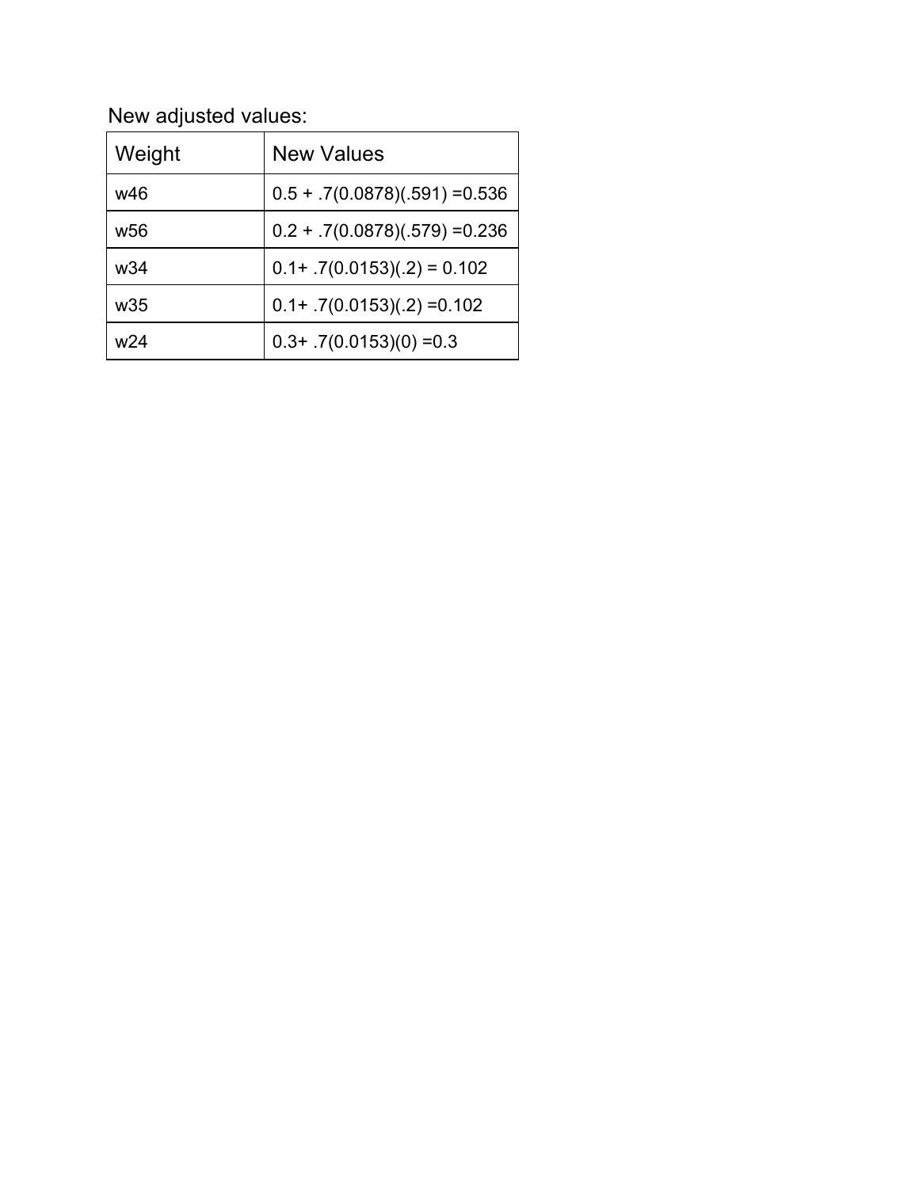New adjusted values:

| Weight | New Values |
|---|---|
| w46 | $0.5 + .7(0.0878)(.591) = 0.536$ |
| w56 | $0.2 + .7(0.0878)(.579) = 0.236$ |
| w34 | $0.1 + .7(0.0153)(.2) = 0.102$ |
| w35 | $0.1 + .7(0.0153)(.2) = 0.102$ |
| w24 | $0.3 + .7(0.0153)(0) = 0.3$ |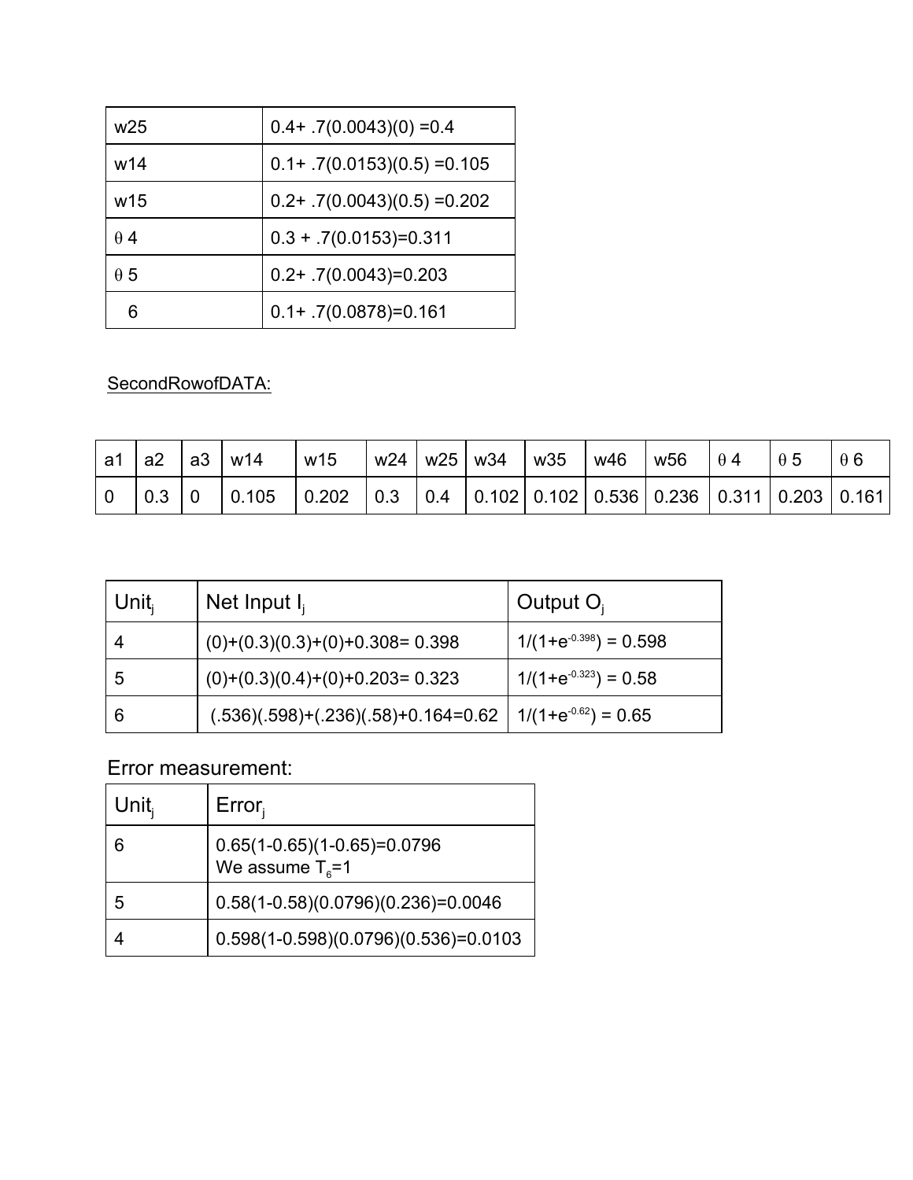| w25 | 0.4+ .7(0.0043)(0) =0.4 |
|---|---|
| w14 | 0.1+ .7(0.0153)(0.5) =0.105 |
| w15 | 0.2+ .7(0.0043)(0.5) =0.202 |
| θ 4 | 0.3 + .7(0.0153)=0.311 |
| θ 5 | 0.2+ .7(0.0043)=0.203 |
| 6 | 0.1+ .7(0.0878)=0.161 |

SecondRowofDATA:

| a1 | a2 | a3 | w14 | w15 | w24 | w25 | w34 | w35 | w46 | w56 | θ 4 | θ 5 | θ 6 |
|---|---|---|---|---|---|---|---|---|---|---|---|---|---|
| 0 | 0.3 | 0 | 0.105 | 0.202 | 0.3 | 0.4 | 0.102 | 0.102 | 0.536 | 0.236 | 0.311 | 0.203 | 0.161 |

| $Unit_j$ | Net Input $I_j$ | Output $O_j$ |
|---|---|---|
| 4 | (0)+(0.3)(0.3)+(0)+0.308= 0.398 | $1/(1+e^{-0.398})$ = 0.598 |
| 5 | (0)+(0.3)(0.4)+(0)+0.203= 0.323 | $1/(1+e^{-0.323})$ = 0.58 |
| 6 | (.536)(.598)+(.236)(.58)+0.164=0.62 | $1/(1+e^{-0.62})$ = 0.65 |

Error measurement:

| $Unit_j$ | $Error_j$ |
|---|---|
| 6 | 0.65(1-0.65)(1-0.65)=0.0796<br>We assume $T_6$=1 |
| 5 | 0.58(1-0.58)(0.0796)(0.236)=0.0046 |
| 4 | 0.598(1-0.598)(0.0796)(0.536)=0.0103 |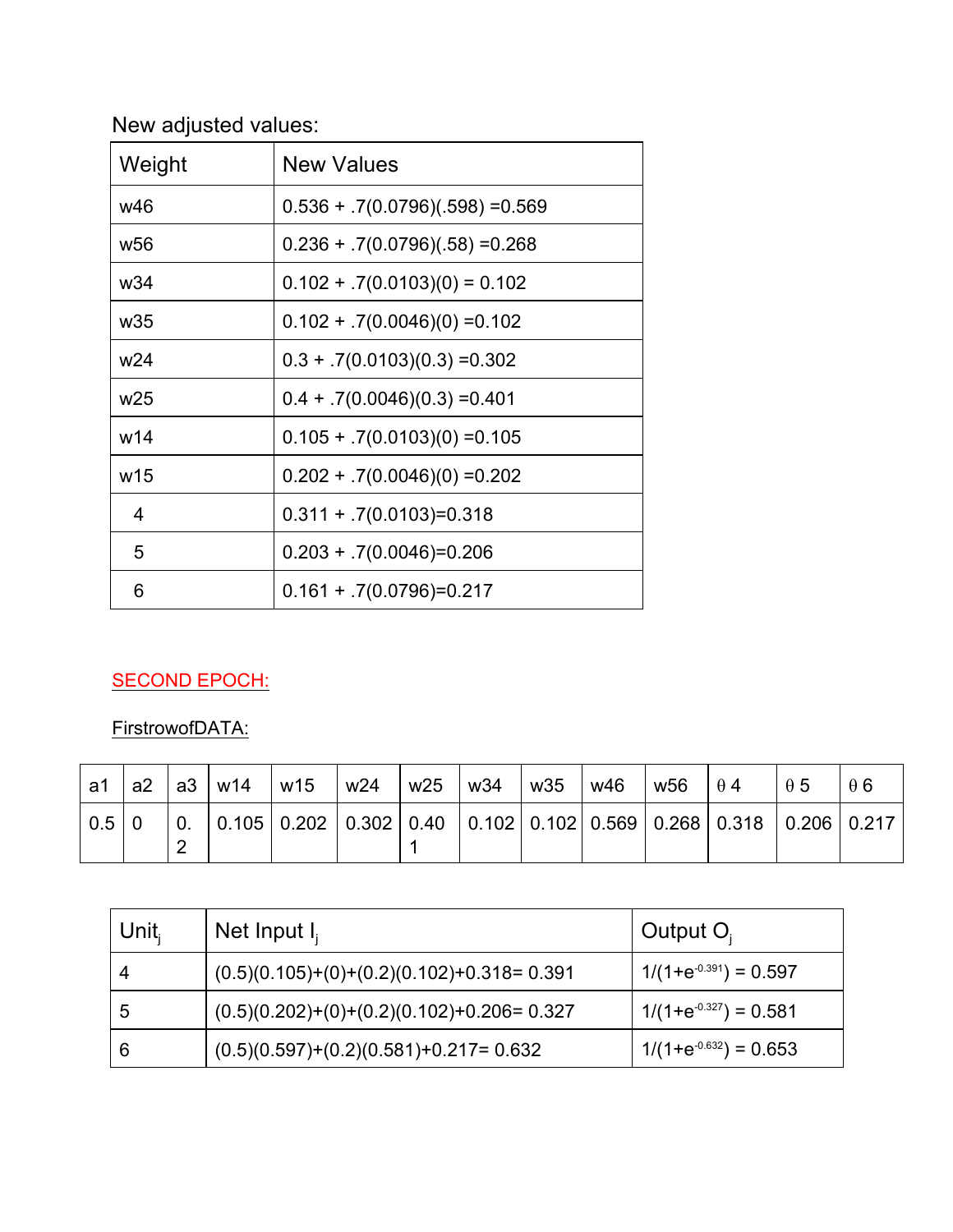New adjusted values:

| Weight | New Values |
|---|---|
| w46 | 0.536 + .7(0.0796)(.598) =0.569 |
| w56 | 0.236 + .7(0.0796)(.58) =0.268 |
| w34 | 0.102 + .7(0.0103)(0) = 0.102 |
| w35 | 0.102 + .7(0.0046)(0) =0.102 |
| w24 | 0.3 + .7(0.0103)(0.3) =0.302 |
| w25 | 0.4 + .7(0.0046)(0.3) =0.401 |
| w14 | 0.105 + .7(0.0103)(0) =0.105 |
| w15 | 0.202 + .7(0.0046)(0) =0.202 |
| 4 | 0.311 + .7(0.0103)=0.318 |
| 5 | 0.203 + .7(0.0046)=0.206 |
| 6 | 0.161 + .7(0.0796)=0.217 |

SECOND EPOCH:

FirstrowofDATA:

| a1 | a2 | a3 | w14 | w15 | w24 | w25 | w34 | w35 | w46 | w56 | θ 4 | θ 5 | θ 6 |
|---|---|---|---|---|---|---|---|---|---|---|---|---|---|
| 0.5 | 0 | 0.2 | 0.105 | 0.202 | 0.302 | 0.401 | 0.102 | 0.102 | 0.569 | 0.268 | 0.318 | 0.206 | 0.217 |

| $Unit_j$ | Net Input $I_j$ | Output $O_j$ |
|---|---|---|
| 4 | (0.5)(0.105)+(0)+(0.2)(0.102)+0.318= 0.391 | $1/(1+e^{-0.391})$ = 0.597 |
| 5 | (0.5)(0.202)+(0)+(0.2)(0.102)+0.206= 0.327 | $1/(1+e^{-0.327})$ = 0.581 |
| 6 | (0.5)(0.597)+(0.2)(0.581)+0.217= 0.632 | $1/(1+e^{-0.632})$ = 0.653 |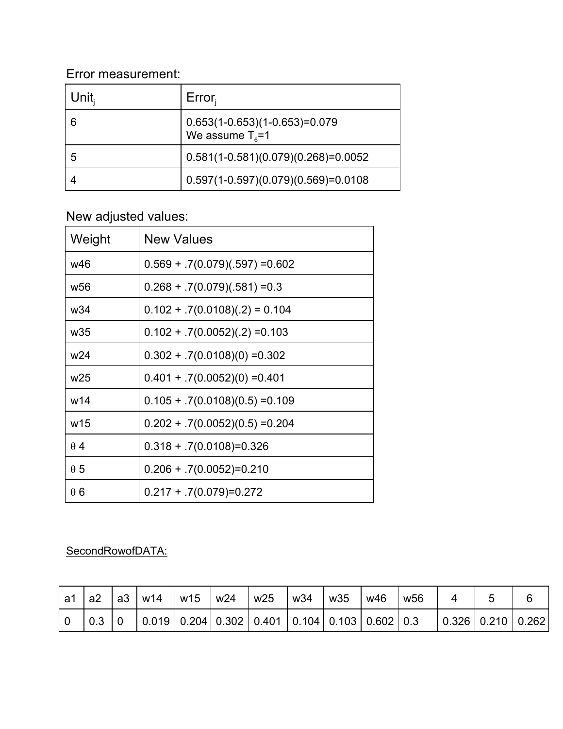Error measurement:

| $Unit_j$ | $Error_j$ |
|---|---|
| 6 | 0.653(1-0.653)(1-0.653)=0.079<br>We assume $T_6$=1 |
| 5 | 0.581(1-0.581)(0.079)(0.268)=0.0052 |
| 4 | 0.597(1-0.597)(0.079)(0.569)=0.0108 |

New adjusted values:

| Weight | New Values |
|---|---|
| w46 | 0.569 + .7(0.079)(.597) =0.602 |
| w56 | 0.268 + .7(0.079)(.581) =0.3 |
| w34 | 0.102 + .7(0.0108)(.2) = 0.104 |
| w35 | 0.102 + .7(0.0052)(.2) =0.103 |
| w24 | 0.302 + .7(0.0108)(0) =0.302 |
| w25 | 0.401 + .7(0.0052)(0) =0.401 |
| w14 | 0.105 + .7(0.0108)(0.5) =0.109 |
| w15 | 0.202 + .7(0.0052)(0.5) =0.204 |
| $\theta$ 4 | 0.318 + .7(0.0108)=0.326 |
| $\theta$ 5 | 0.206 + .7(0.0052)=0.210 |
| $\theta$ 6 | 0.217 + .7(0.079)=0.272 |

SecondRowofDATA:

| a1 | a2 | a3 | w14 | w15 | w24 | w25 | w34 | w35 | w46 | w56 | 4 | 5 | 6 |
|---|---|---|---|---|---|---|---|---|---|---|---|---|---|
| 0 | 0.3 | 0 | 0.019 | 0.204 | 0.302 | 0.401 | 0.104 | 0.103 | 0.602 | 0.3 | 0.326 | 0.210 | 0.262 |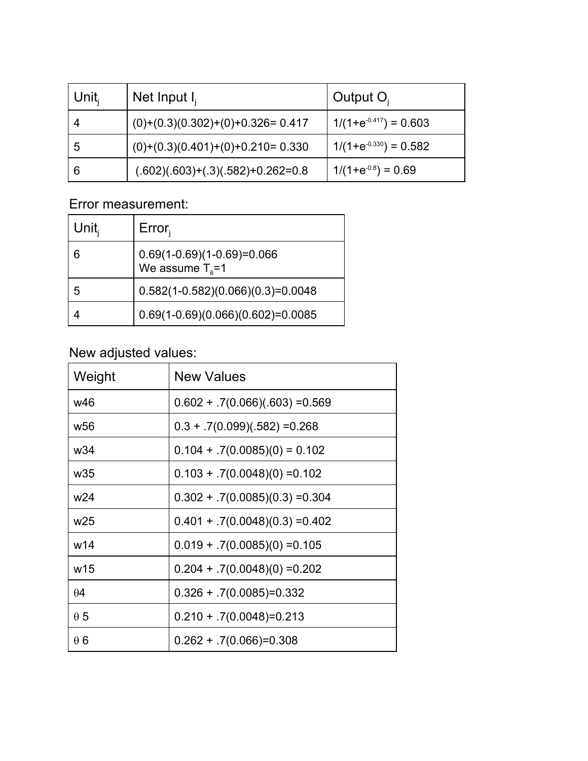| $Unit_j$ | Net Input $I_j$ | Output $O_j$ |
|---|---|---|
| 4 | (0)+(0.3)(0.302)+(0)+0.326= 0.417 | $1/(1+e^{-0.417})$ = 0.603 |
| 5 | (0)+(0.3)(0.401)+(0)+0.210= 0.330 | $1/(1+e^{-0.330})$ = 0.582 |
| 6 | (.602)(.603)+(.3)(.582)+0.262=0.8 | $1/(1+e^{-0.8})$ = 0.69 |

Error measurement:

| $Unit_j$ | $Error_j$ |
|---|---|
| 6 | 0.69(1-0.69)(1-0.69)=0.066<br>We assume $T_6$=1 |
| 5 | 0.582(1-0.582)(0.066)(0.3)=0.0048 |
| 4 | 0.69(1-0.69)(0.066)(0.602)=0.0085 |

New adjusted values:

| Weight | New Values |
|---|---|
| w46 | 0.602 + .7(0.066)(.603) =0.569 |
| w56 | 0.3 + .7(0.099)(.582) =0.268 |
| w34 | 0.104 + .7(0.0085)(0) = 0.102 |
| w35 | 0.103 + .7(0.0048)(0) =0.102 |
| w24 | 0.302 + .7(0.0085)(0.3) =0.304 |
| w25 | 0.401 + .7(0.0048)(0.3) =0.402 |
| w14 | 0.019 + .7(0.0085)(0) =0.105 |
| w15 | 0.204 + .7(0.0048)(0) =0.202 |
| $\theta$4 | 0.326 + .7(0.0085)=0.332 |
| $\theta$ 5 | 0.210 + .7(0.0048)=0.213 |
| $\theta$ 6 | 0.262 + .7(0.066)=0.308 |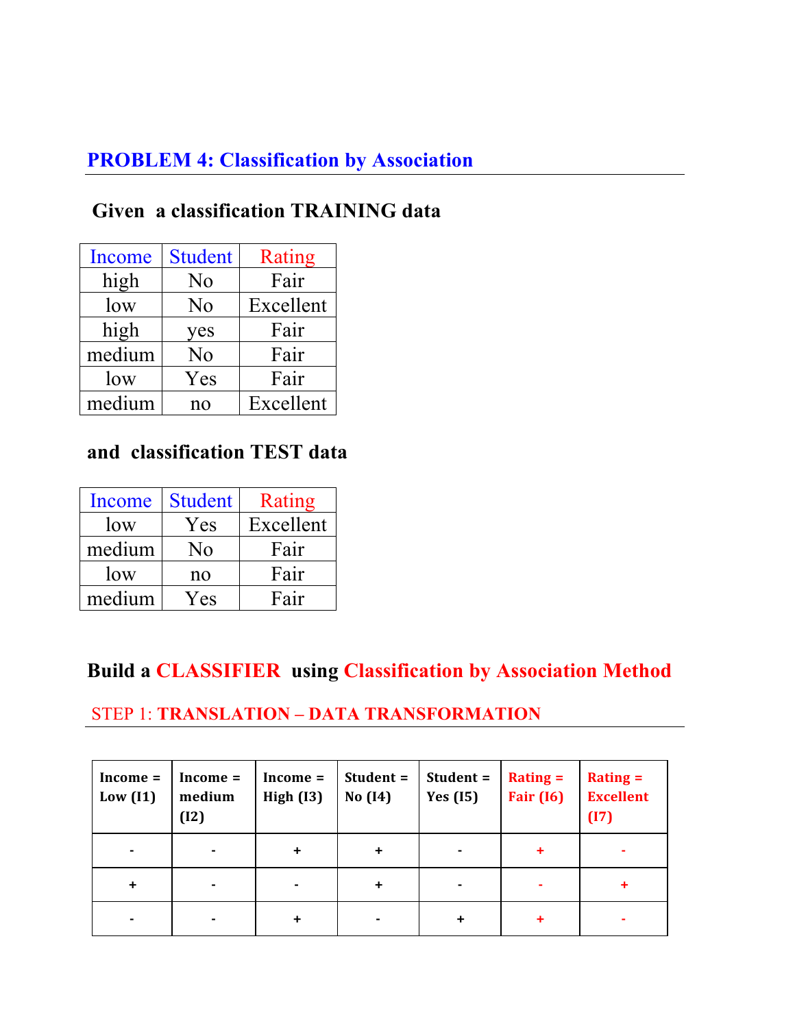## PROBLEM 4: Classification by Association

**Given a classification TRAINING data**

| Income | Student | Rating |
|---|---|---|
| high | No | Fair |
| low | No | Excellent |
| high | yes | Fair |
| medium | No | Fair |
| low | Yes | Fair |
| medium | no | Excellent |

**and classification TEST data**

| Income | Student | Rating |
|---|---|---|
| low | Yes | Excellent |
| medium | No | Fair |
| low | no | Fair |
| medium | Yes | Fair |

**Build a CLASSIFIER using Classification by Association Method**

### STEP 1: TRANSLATION – DATA TRANSFORMATION

| Income = Low (I1) | Income = medium (I2) | Income = High (I3) | Student = No (I4) | Student = Yes (I5) | Rating = Fair (I6) | Rating = Excellent (I7) |
|---|---|---|---|---|---|---|
| - | - | + | + | - | + | - |
| + | - | - | + | - | - | + |
| - | - | + | - | + | + | - |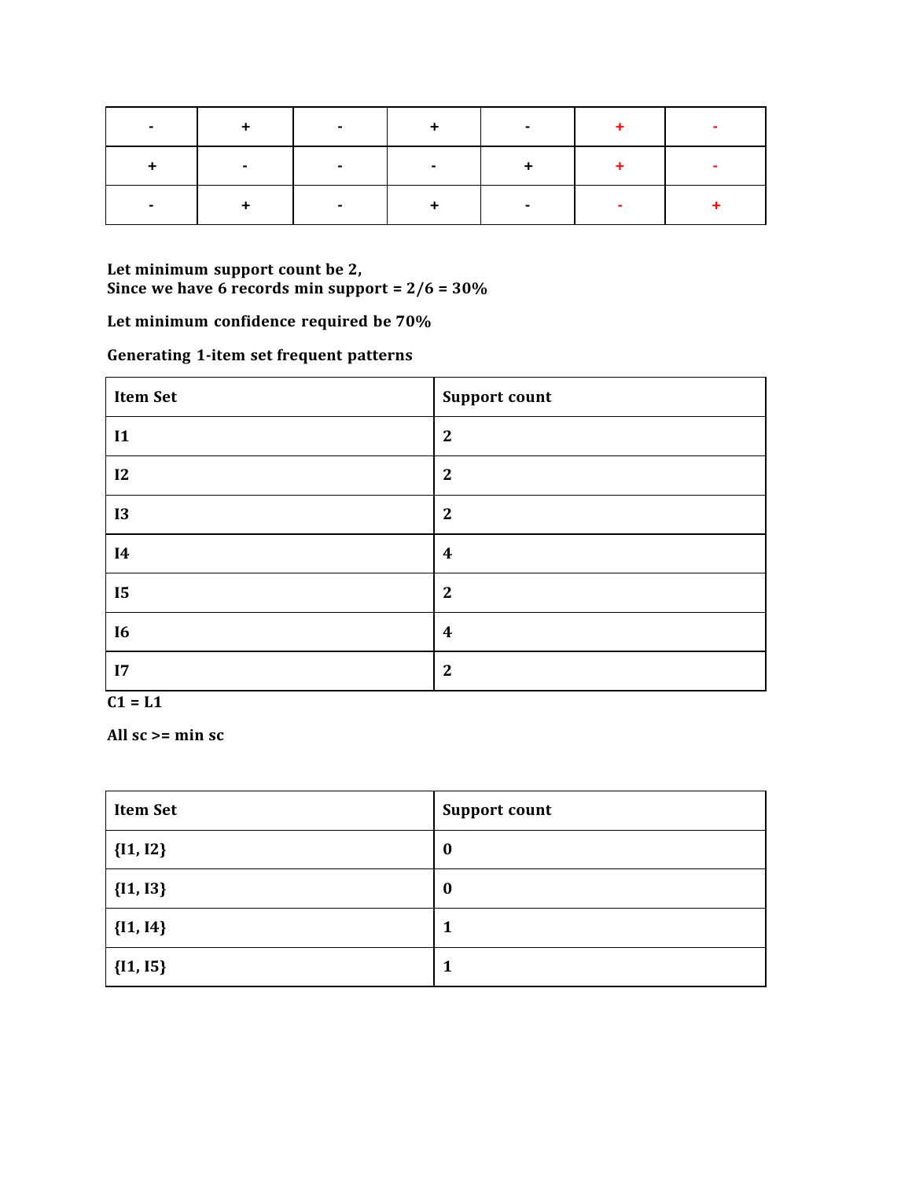| - | + | - | + | - | + | - |
|---|---|---|---|---|---|---|
| + | - | - | - | + | + | - |
| - | + | - | + | - | - | + |

**Let minimum support count be 2,**
**Since we have 6 records min support = 2/6 = 30%**

**Let minimum confidence required be 70%**

**Generating 1-item set frequent patterns**

| Item Set | Support count |
|---|---|
| I1 | 2 |
| I2 | 2 |
| I3 | 2 |
| I4 | 4 |
| I5 | 2 |
| I6 | 4 |
| I7 | 2 |

**C1 = L1**

**All sc >= min sc**

| Item Set | Support count |
|---|---|
| {I1, I2} | 0 |
| {I1, I3} | 0 |
| {I1, I4} | 1 |
| {I1, I5} | 1 |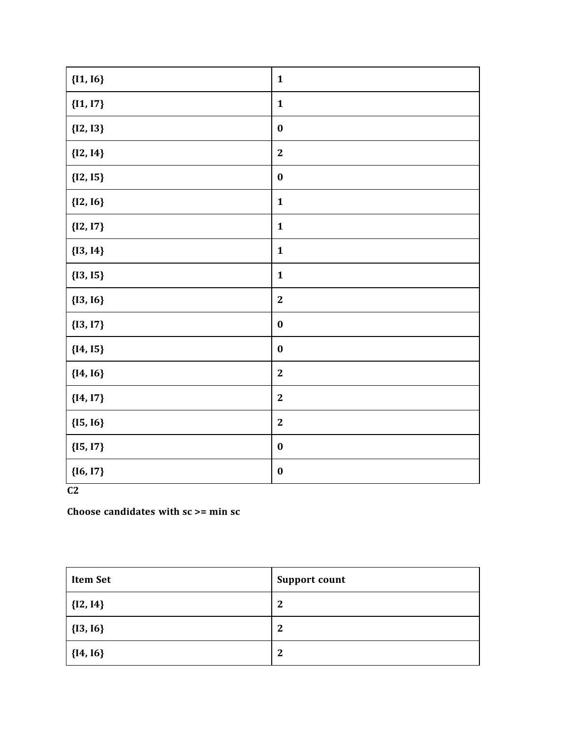| | |
|---|---|
| **{I1, I6}** | **1** |
| **{I1, I7}** | **1** |
| **{I2, I3}** | **0** |
| **{I2, I4}** | **2** |
| **{I2, I5}** | **0** |
| **{I2, I6}** | **1** |
| **{I2, I7}** | **1** |
| **{I3, I4}** | **1** |
| **{I3, I5}** | **1** |
| **{I3, I6}** | **2** |
| **{I3, I7}** | **0** |
| **{I4, I5}** | **0** |
| **{I4, I6}** | **2** |
| **{I4, I7}** | **2** |
| **{I5, I6}** | **2** |
| **{I5, I7}** | **0** |
| **{I6, I7}** | **0** |

**C2**

**Choose candidates with sc >= min sc**

| **Item Set** | **Support count** |
|---|---|
| **{I2, I4}** | **2** |
| **{I3, I6}** | **2** |
| **{I4, I6}** | **2** |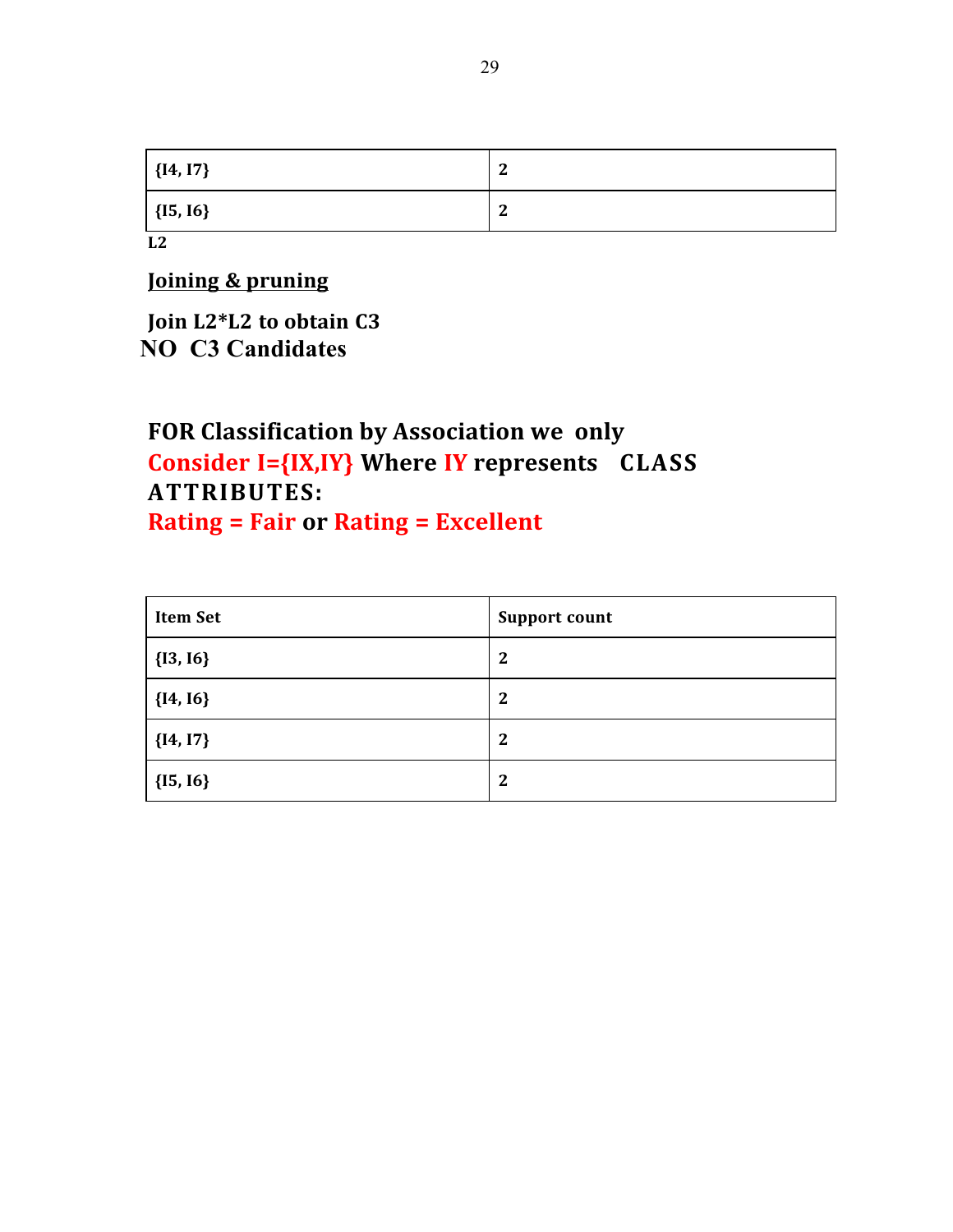| | |
|---|---|
| {I4, I7} | 2 |
| {I5, I6} | 2 |

**L2**

**<u>Joining & pruning</u>**

**Join L2*L2 to obtain C3**
**NO C3 Candidates**

**FOR Classification by Association we only Consider I={IX,IY} Where IY represents CLASS ATTRIBUTES:**
**Rating = Fair or Rating = Excellent**

| Item Set | Support count |
|---|---|
| {I3, I6} | 2 |
| {I4, I6} | 2 |
| {I4, I7} | 2 |
| {I5, I6} | 2 |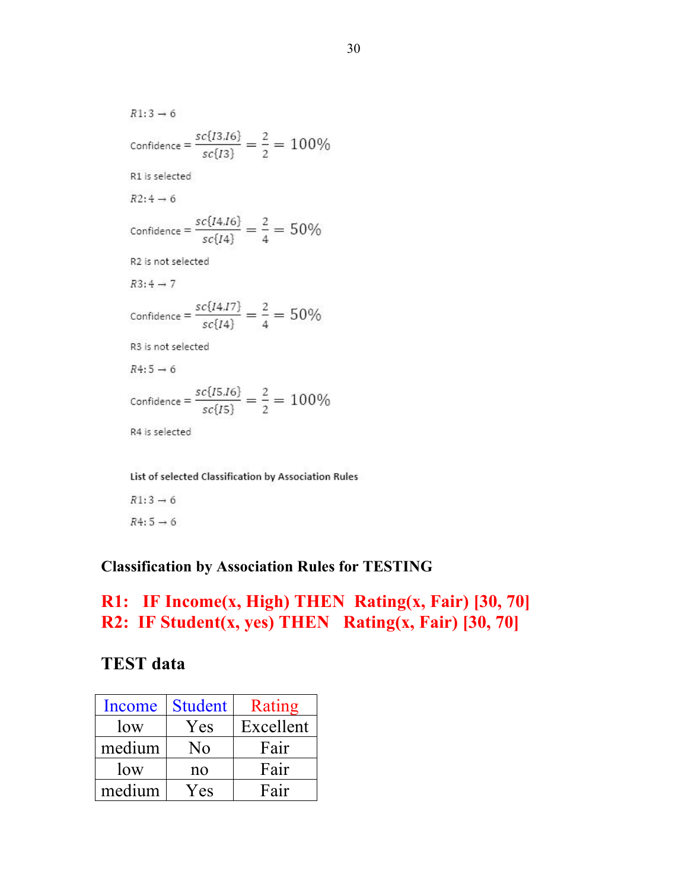$R1: 3 \rightarrow 6$

$$\text{Confidence} = \frac{sc\{I3, I6\}}{sc\{I3\}} = \frac{2}{2} = 100\%$$

R1 is selected

$R2: 4 \rightarrow 6$

$$\text{Confidence} = \frac{sc\{I4, I6\}}{sc\{I4\}} = \frac{2}{4} = 50\%$$

R2 is not selected

$R3: 4 \rightarrow 7$

$$\text{Confidence} = \frac{sc\{I4, I7\}}{sc\{I4\}} = \frac{2}{4} = 50\%$$

R3 is not selected

$R4: 5 \rightarrow 6$

$$\text{Confidence} = \frac{sc\{I5, I6\}}{sc\{I5\}} = \frac{2}{2} = 100\%$$

R4 is selected

List of selected Classification by Association Rules

$R1: 3 \rightarrow 6$

$R4: 5 \rightarrow 6$

**Classification by Association Rules for TESTING**

**R1: IF Income(x, High) THEN Rating(x, Fair) [30, 70]**
**R2: IF Student(x, yes) THEN Rating(x, Fair) [30, 70]**

**TEST data**

| Income | Student | Rating |
|---|---|---|
| low | Yes | Excellent |
| medium | No | Fair |
| low | no | Fair |
| medium | Yes | Fair |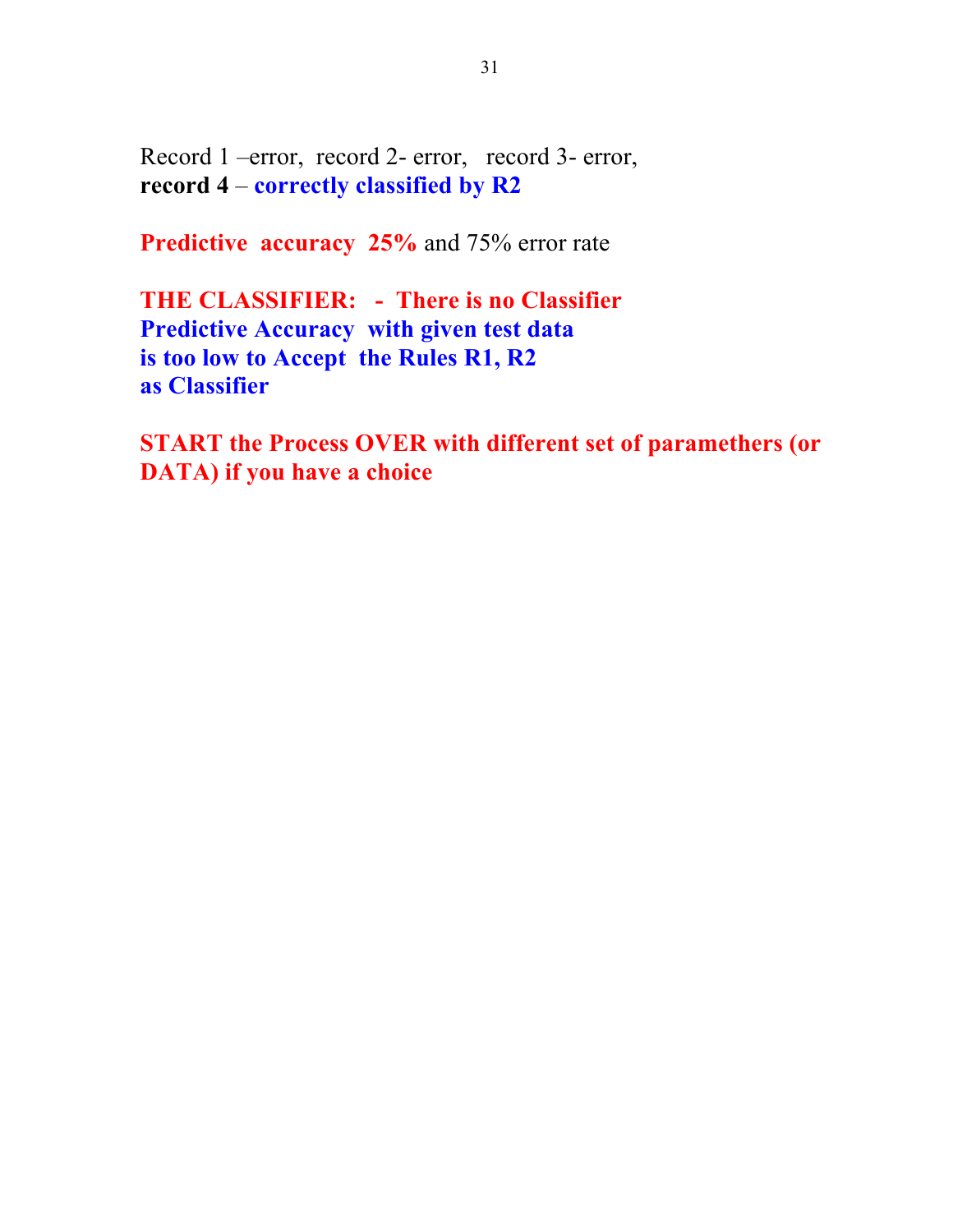Record 1 –error,  record 2- error,   record 3- error,
**record 4** – **correctly classified by R2**

**Predictive  accuracy  25%** and 75% error rate

**THE CLASSIFIER:   -  There is no Classifier**
**Predictive Accuracy  with given test data**
**is too low to Accept  the Rules R1, R2**
**as Classifier**

**START the Process OVER with different set of paramethers (or DATA) if you have a choice**